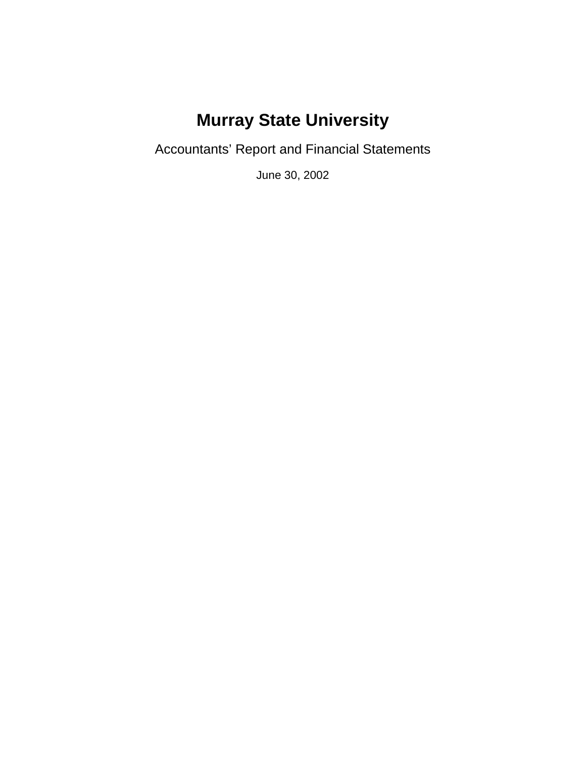# Murray State University

Accountants' Report and Financial Statements

June 30, 2002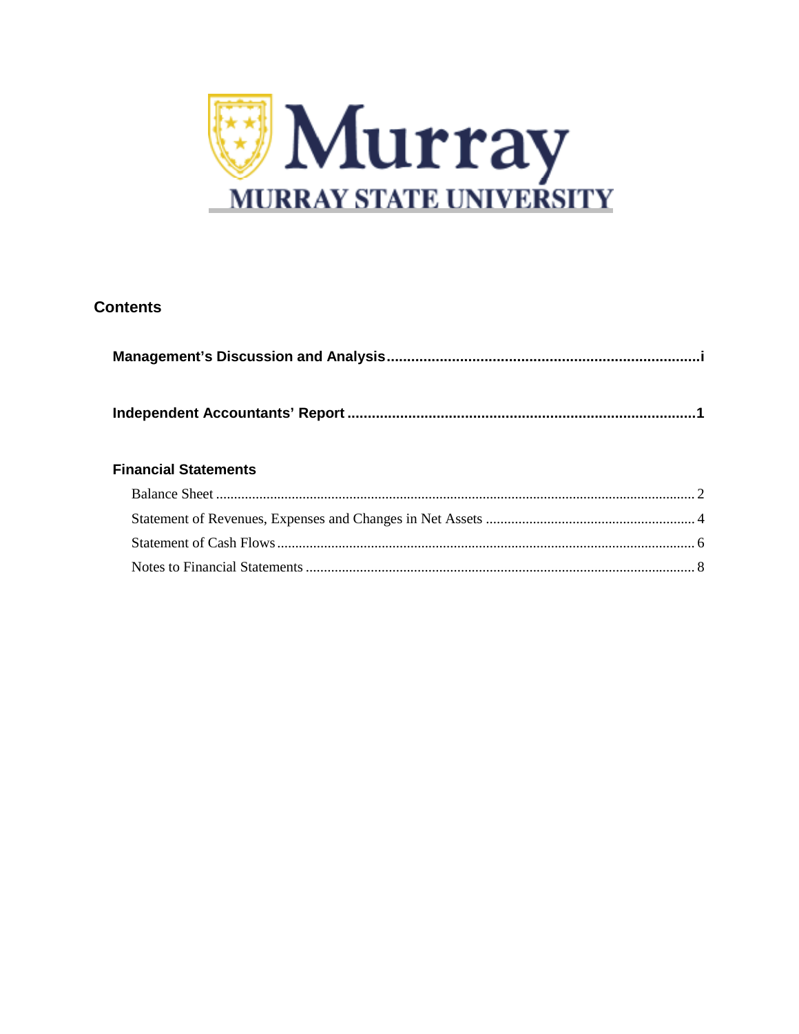# Murray

MURRAY STATE UNIVERSITY

## Contents

**Management's Discussion and Analysis** ...................................... i

**Independent Accountants' Report** ...................................... 1

**Financial Statements**

Balance Sheet ...................................... 2

Statement of Revenues, Expenses and Changes in Net Assets ...................................... 4

Statement of Cash Flows ...................................... 6

Notes to Financial Statements ...................................... 8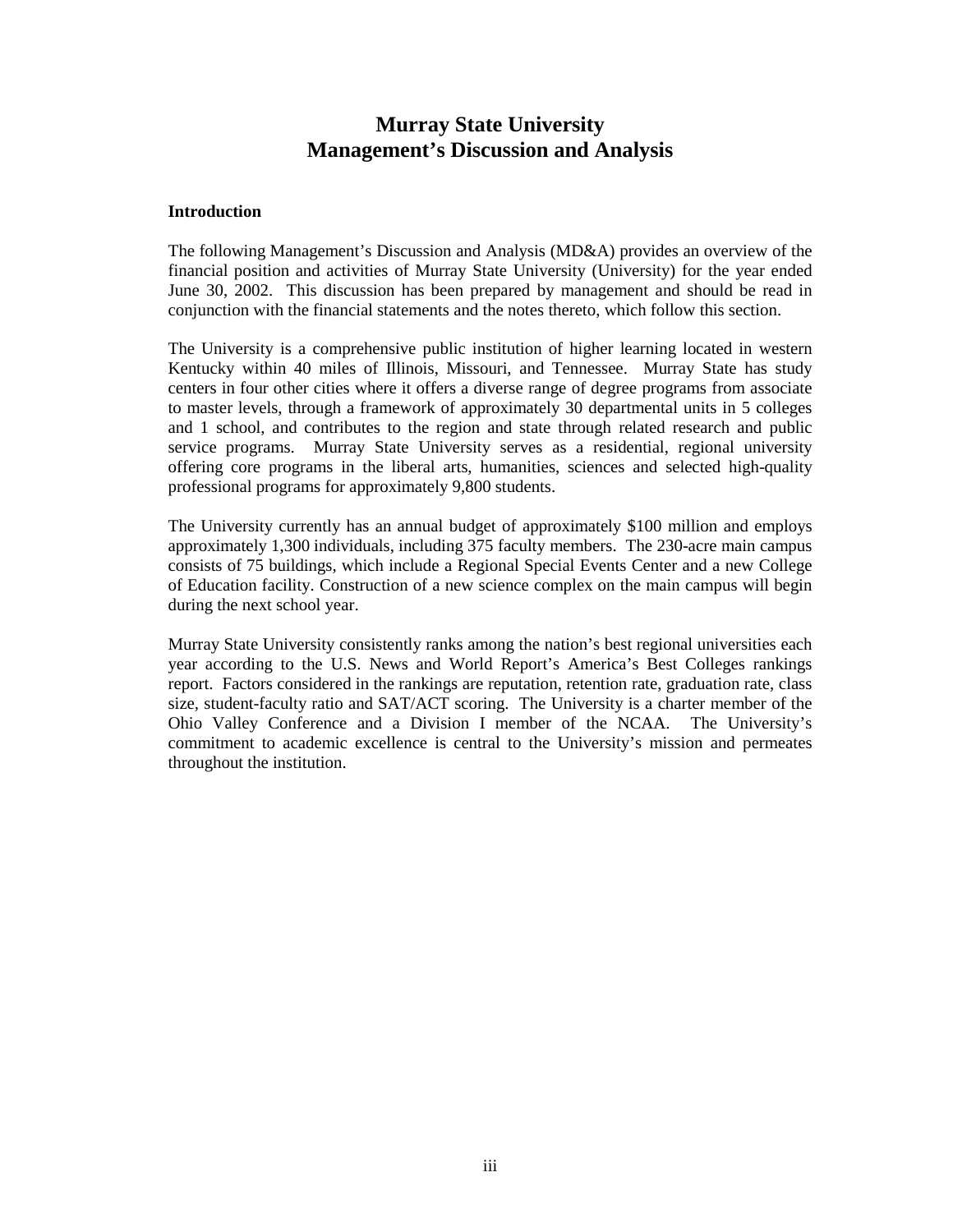# Murray State University
# Management's Discussion and Analysis

### Introduction

The following Management's Discussion and Analysis (MD&A) provides an overview of the financial position and activities of Murray State University (University) for the year ended June 30, 2002. This discussion has been prepared by management and should be read in conjunction with the financial statements and the notes thereto, which follow this section.

The University is a comprehensive public institution of higher learning located in western Kentucky within 40 miles of Illinois, Missouri, and Tennessee. Murray State has study centers in four other cities where it offers a diverse range of degree programs from associate to master levels, through a framework of approximately 30 departmental units in 5 colleges and 1 school, and contributes to the region and state through related research and public service programs. Murray State University serves as a residential, regional university offering core programs in the liberal arts, humanities, sciences and selected high-quality professional programs for approximately 9,800 students.

The University currently has an annual budget of approximately $100 million and employs approximately 1,300 individuals, including 375 faculty members. The 230-acre main campus consists of 75 buildings, which include a Regional Special Events Center and a new College of Education facility. Construction of a new science complex on the main campus will begin during the next school year.

Murray State University consistently ranks among the nation's best regional universities each year according to the U.S. News and World Report's America's Best Colleges rankings report. Factors considered in the rankings are reputation, retention rate, graduation rate, class size, student-faculty ratio and SAT/ACT scoring. The University is a charter member of the Ohio Valley Conference and a Division I member of the NCAA. The University's commitment to academic excellence is central to the University's mission and permeates throughout the institution.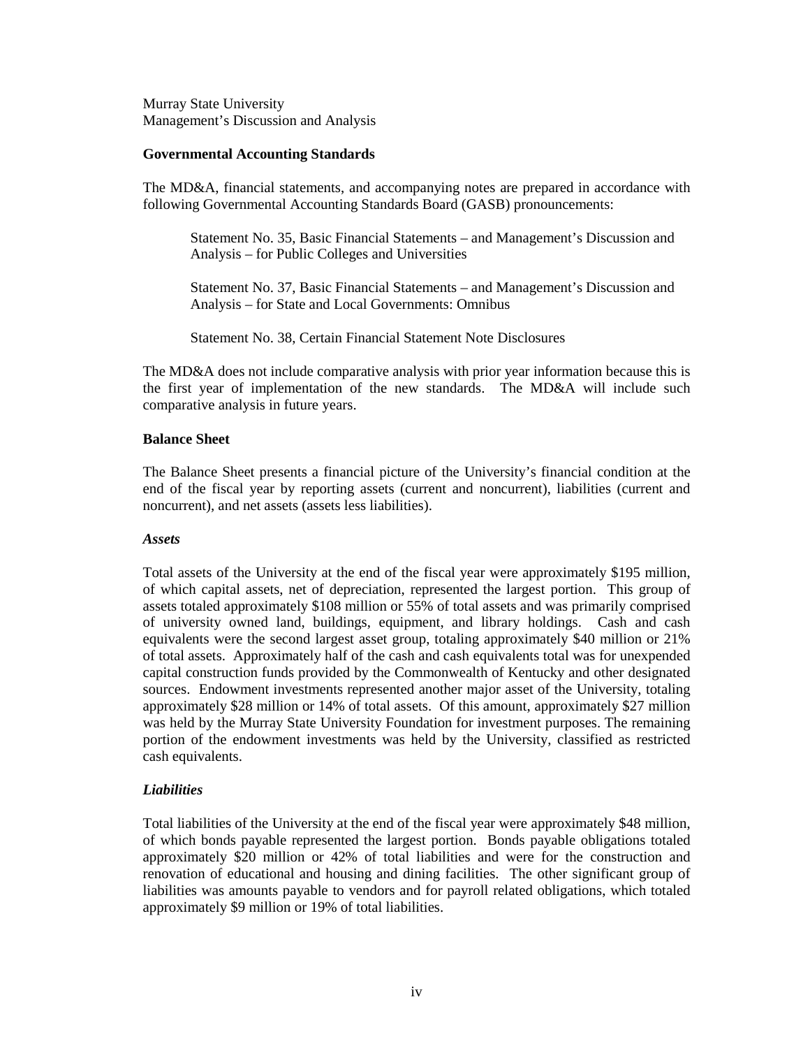Murray State University
Management's Discussion and Analysis

**Governmental Accounting Standards**

The MD&A, financial statements, and accompanying notes are prepared in accordance with following Governmental Accounting Standards Board (GASB) pronouncements:

> Statement No. 35, Basic Financial Statements – and Management's Discussion and Analysis – for Public Colleges and Universities
>
> Statement No. 37, Basic Financial Statements – and Management's Discussion and Analysis – for State and Local Governments: Omnibus
>
> Statement No. 38, Certain Financial Statement Note Disclosures

The MD&A does not include comparative analysis with prior year information because this is the first year of implementation of the new standards. The MD&A will include such comparative analysis in future years.

**Balance Sheet**

The Balance Sheet presents a financial picture of the University's financial condition at the end of the fiscal year by reporting assets (current and noncurrent), liabilities (current and noncurrent), and net assets (assets less liabilities).

***Assets***

Total assets of the University at the end of the fiscal year were approximately $195 million, of which capital assets, net of depreciation, represented the largest portion. This group of assets totaled approximately $108 million or 55% of total assets and was primarily comprised of university owned land, buildings, equipment, and library holdings. Cash and cash equivalents were the second largest asset group, totaling approximately $40 million or 21% of total assets. Approximately half of the cash and cash equivalents total was for unexpended capital construction funds provided by the Commonwealth of Kentucky and other designated sources. Endowment investments represented another major asset of the University, totaling approximately $28 million or 14% of total assets. Of this amount, approximately $27 million was held by the Murray State University Foundation for investment purposes. The remaining portion of the endowment investments was held by the University, classified as restricted cash equivalents.

***Liabilities***

Total liabilities of the University at the end of the fiscal year were approximately $48 million, of which bonds payable represented the largest portion. Bonds payable obligations totaled approximately $20 million or 42% of total liabilities and were for the construction and renovation of educational and housing and dining facilities. The other significant group of liabilities was amounts payable to vendors and for payroll related obligations, which totaled approximately $9 million or 19% of total liabilities.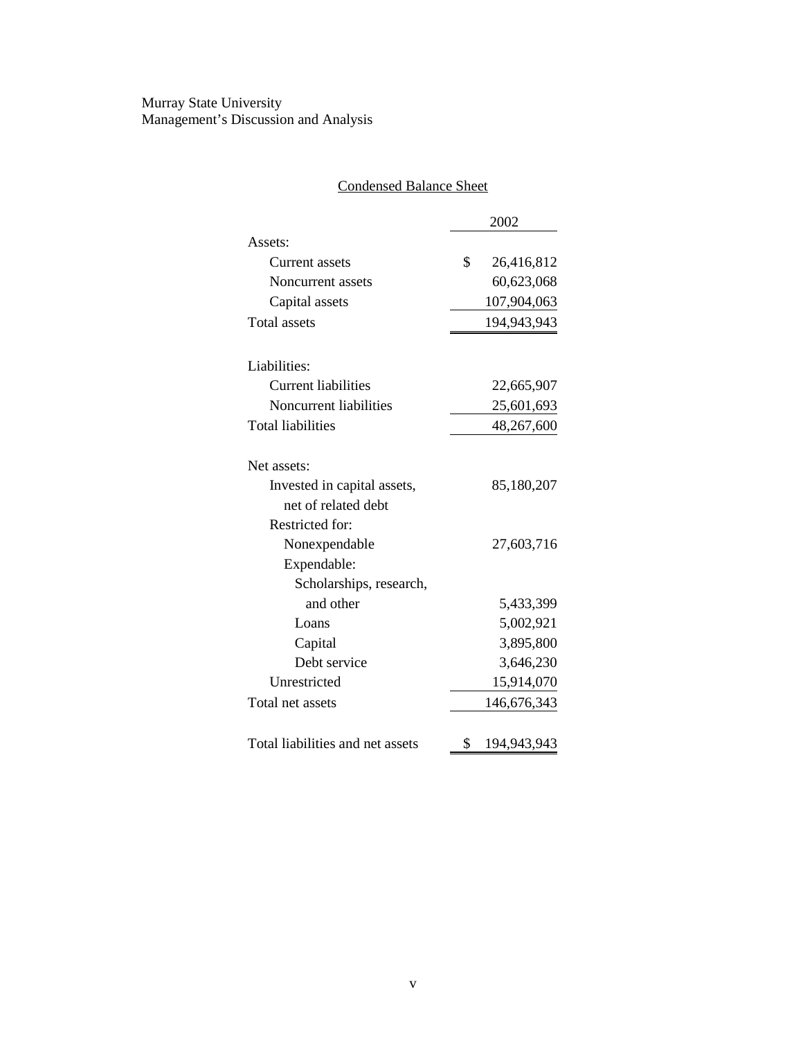Murray State University
Management's Discussion and Analysis

## Condensed Balance Sheet

| | 2002 |
|---|---|
| Assets: | |
| Current assets | $ 26,416,812 |
| Noncurrent assets | 60,623,068 |
| Capital assets | 107,904,063 |
| Total assets | 194,943,943 |
| | |
| Liabilities: | |
| Current liabilities | 22,665,907 |
| Noncurrent liabilities | 25,601,693 |
| Total liabilities | 48,267,600 |
| | |
| Net assets: | |
| Invested in capital assets, net of related debt | 85,180,207 |
| Restricted for: | |
| Nonexpendable | 27,603,716 |
| Expendable: | |
| Scholarships, research, and other | 5,433,399 |
| Loans | 5,002,921 |
| Capital | 3,895,800 |
| Debt service | 3,646,230 |
| Unrestricted | 15,914,070 |
| Total net assets | 146,676,343 |
| | |
| Total liabilities and net assets | $ 194,943,943 |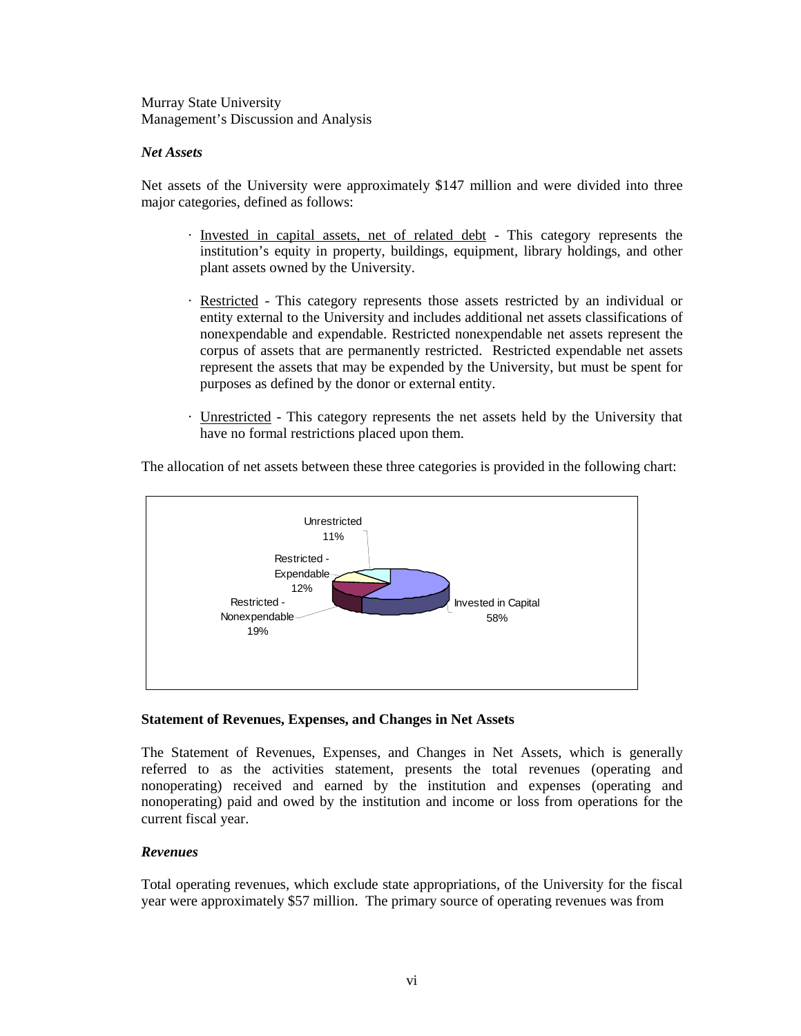Murray State University
Management's Discussion and Analysis

### *Net Assets*

Net assets of the University were approximately $147 million and were divided into three major categories, defined as follows:

- Invested in capital assets, net of related debt - This category represents the institution's equity in property, buildings, equipment, library holdings, and other plant assets owned by the University.
- Restricted - This category represents those assets restricted by an individual or entity external to the University and includes additional net assets classifications of nonexpendable and expendable. Restricted nonexpendable net assets represent the corpus of assets that are permanently restricted. Restricted expendable net assets represent the assets that may be expended by the University, but must be spent for purposes as defined by the donor or external entity.
- Unrestricted - This category represents the net assets held by the University that have no formal restrictions placed upon them.

The allocation of net assets between these three categories is provided in the following chart:

Unrestricted
11%

Restricted - Expendable
12%

Restricted - Nonexpendable
19%

Invested in Capital
58%

### Statement of Revenues, Expenses, and Changes in Net Assets

The Statement of Revenues, Expenses, and Changes in Net Assets, which is generally referred to as the activities statement, presents the total revenues (operating and nonoperating) received and earned by the institution and expenses (operating and nonoperating) paid and owed by the institution and income or loss from operations for the current fiscal year.

### *Revenues*

Total operating revenues, which exclude state appropriations, of the University for the fiscal year were approximately $57 million. The primary source of operating revenues was from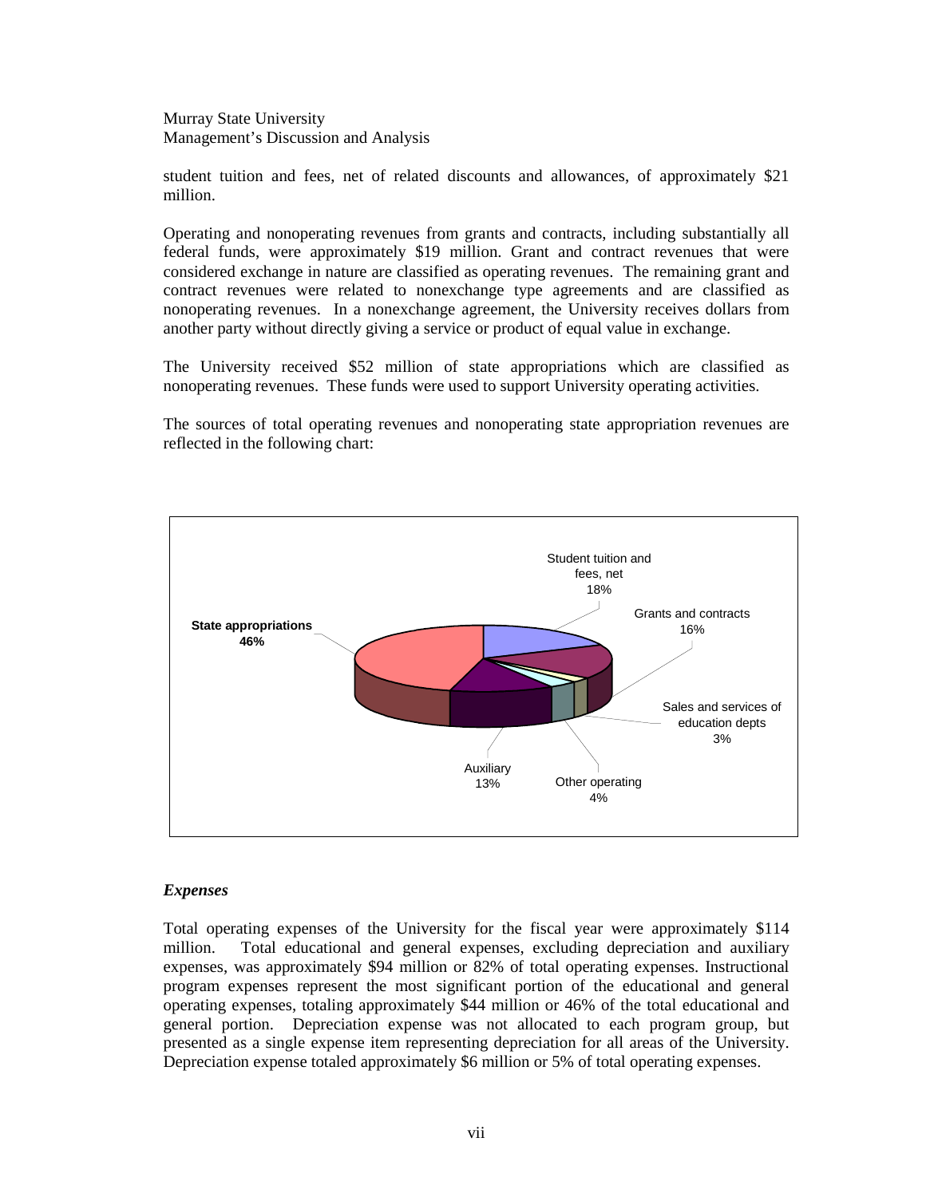student tuition and fees, net of related discounts and allowances, of approximately $21 million.

Operating and nonoperating revenues from grants and contracts, including substantially all federal funds, were approximately $19 million. Grant and contract revenues that were considered exchange in nature are classified as operating revenues. The remaining grant and contract revenues were related to nonexchange type agreements and are classified as nonoperating revenues. In a nonexchange agreement, the University receives dollars from another party without directly giving a service or product of equal value in exchange.

The University received $52 million of state appropriations which are classified as nonoperating revenues. These funds were used to support University operating activities.

The sources of total operating revenues and nonoperating state appropriation revenues are reflected in the following chart:

Student tuition and fees, net
18%

Grants and contracts
16%

**State appropriations**
**46%**

Sales and services of education depts
3%

Auxiliary
13%

Other operating
4%

### *Expenses*

Total operating expenses of the University for the fiscal year were approximately $114 million. Total educational and general expenses, excluding depreciation and auxiliary expenses, was approximately $94 million or 82% of total operating expenses. Instructional program expenses represent the most significant portion of the educational and general operating expenses, totaling approximately $44 million or 46% of the total educational and general portion. Depreciation expense was not allocated to each program group, but presented as a single expense item representing depreciation for all areas of the University. Depreciation expense totaled approximately $6 million or 5% of total operating expenses.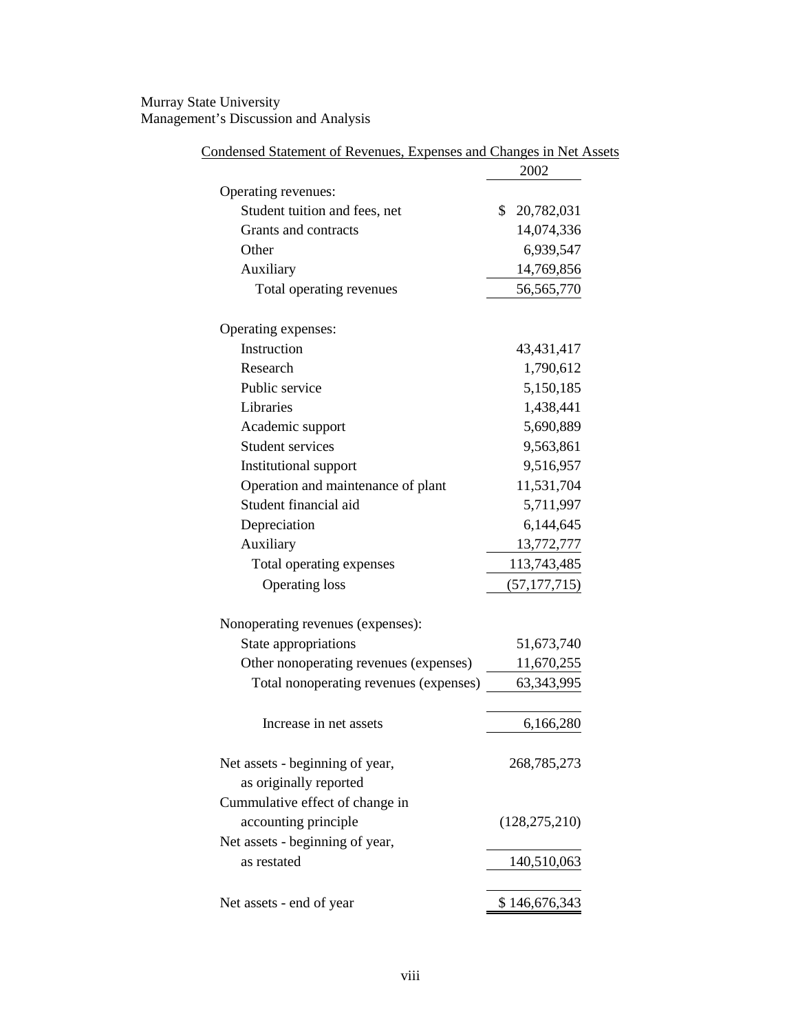Murray State University
Management's Discussion and Analysis

Condensed Statement of Revenues, Expenses and Changes in Net Assets

| | 2002 |
|---|---|
| Operating revenues: | |
| Student tuition and fees, net | $ 20,782,031 |
| Grants and contracts | 14,074,336 |
| Other | 6,939,547 |
| Auxiliary | 14,769,856 |
| Total operating revenues | 56,565,770 |
| Operating expenses: | |
| Instruction | 43,431,417 |
| Research | 1,790,612 |
| Public service | 5,150,185 |
| Libraries | 1,438,441 |
| Academic support | 5,690,889 |
| Student services | 9,563,861 |
| Institutional support | 9,516,957 |
| Operation and maintenance of plant | 11,531,704 |
| Student financial aid | 5,711,997 |
| Depreciation | 6,144,645 |
| Auxiliary | 13,772,777 |
| Total operating expenses | 113,743,485 |
| Operating loss | (57,177,715) |
| Nonoperating revenues (expenses): | |
| State appropriations | 51,673,740 |
| Other nonoperating revenues (expenses) | 11,670,255 |
| Total nonoperating revenues (expenses) | 63,343,995 |
| Increase in net assets | 6,166,280 |
| Net assets - beginning of year, as originally reported | 268,785,273 |
| Cummulative effect of change in accounting principle | (128,275,210) |
| Net assets - beginning of year, as restated | 140,510,063 |
| Net assets - end of year | $ 146,676,343 |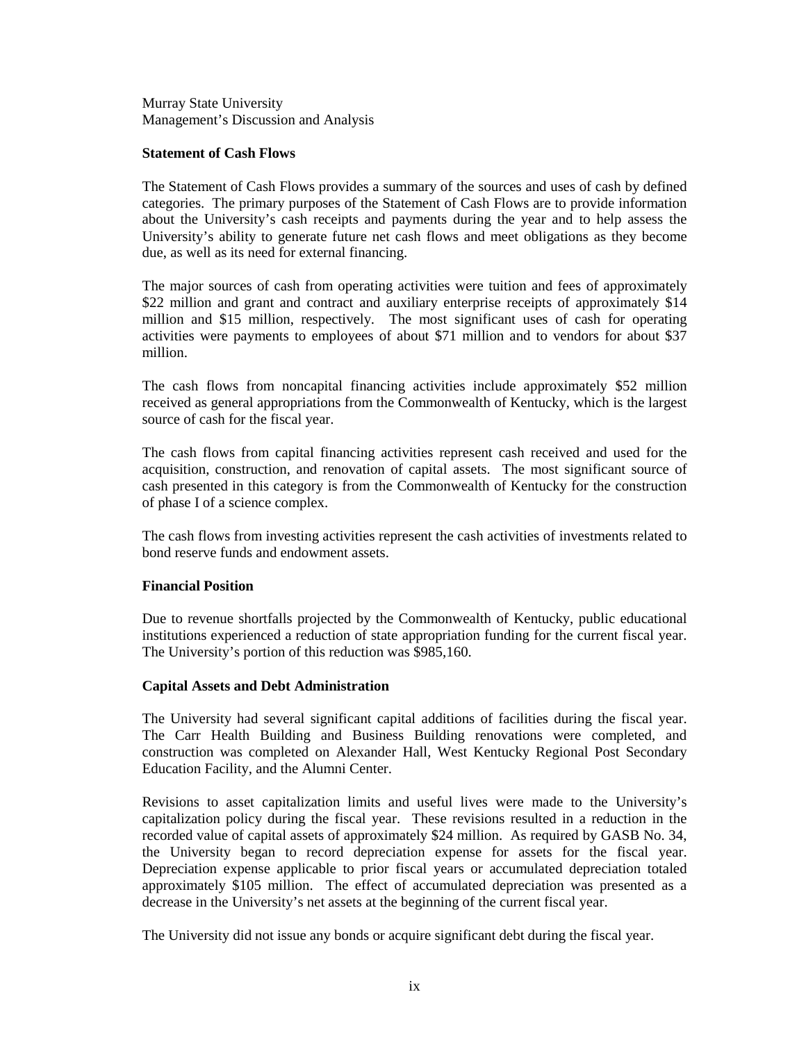Murray State University
Management's Discussion and Analysis

**Statement of Cash Flows**

The Statement of Cash Flows provides a summary of the sources and uses of cash by defined categories. The primary purposes of the Statement of Cash Flows are to provide information about the University's cash receipts and payments during the year and to help assess the University's ability to generate future net cash flows and meet obligations as they become due, as well as its need for external financing.

The major sources of cash from operating activities were tuition and fees of approximately \$22 million and grant and contract and auxiliary enterprise receipts of approximately \$14 million and \$15 million, respectively. The most significant uses of cash for operating activities were payments to employees of about \$71 million and to vendors for about \$37 million.

The cash flows from noncapital financing activities include approximately \$52 million received as general appropriations from the Commonwealth of Kentucky, which is the largest source of cash for the fiscal year.

The cash flows from capital financing activities represent cash received and used for the acquisition, construction, and renovation of capital assets. The most significant source of cash presented in this category is from the Commonwealth of Kentucky for the construction of phase I of a science complex.

The cash flows from investing activities represent the cash activities of investments related to bond reserve funds and endowment assets.

**Financial Position**

Due to revenue shortfalls projected by the Commonwealth of Kentucky, public educational institutions experienced a reduction of state appropriation funding for the current fiscal year. The University's portion of this reduction was \$985,160.

**Capital Assets and Debt Administration**

The University had several significant capital additions of facilities during the fiscal year. The Carr Health Building and Business Building renovations were completed, and construction was completed on Alexander Hall, West Kentucky Regional Post Secondary Education Facility, and the Alumni Center.

Revisions to asset capitalization limits and useful lives were made to the University's capitalization policy during the fiscal year. These revisions resulted in a reduction in the recorded value of capital assets of approximately \$24 million. As required by GASB No. 34, the University began to record depreciation expense for assets for the fiscal year. Depreciation expense applicable to prior fiscal years or accumulated depreciation totaled approximately \$105 million. The effect of accumulated depreciation was presented as a decrease in the University's net assets at the beginning of the current fiscal year.

The University did not issue any bonds or acquire significant debt during the fiscal year.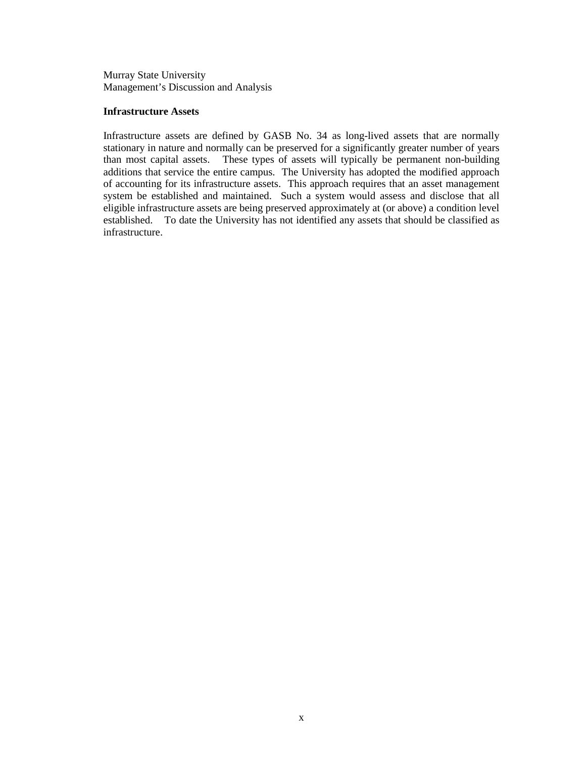Murray State University
Management's Discussion and Analysis

**Infrastructure Assets**

Infrastructure assets are defined by GASB No. 34 as long-lived assets that are normally stationary in nature and normally can be preserved for a significantly greater number of years than most capital assets. These types of assets will typically be permanent non-building additions that service the entire campus. The University has adopted the modified approach of accounting for its infrastructure assets. This approach requires that an asset management system be established and maintained. Such a system would assess and disclose that all eligible infrastructure assets are being preserved approximately at (or above) a condition level established. To date the University has not identified any assets that should be classified as infrastructure.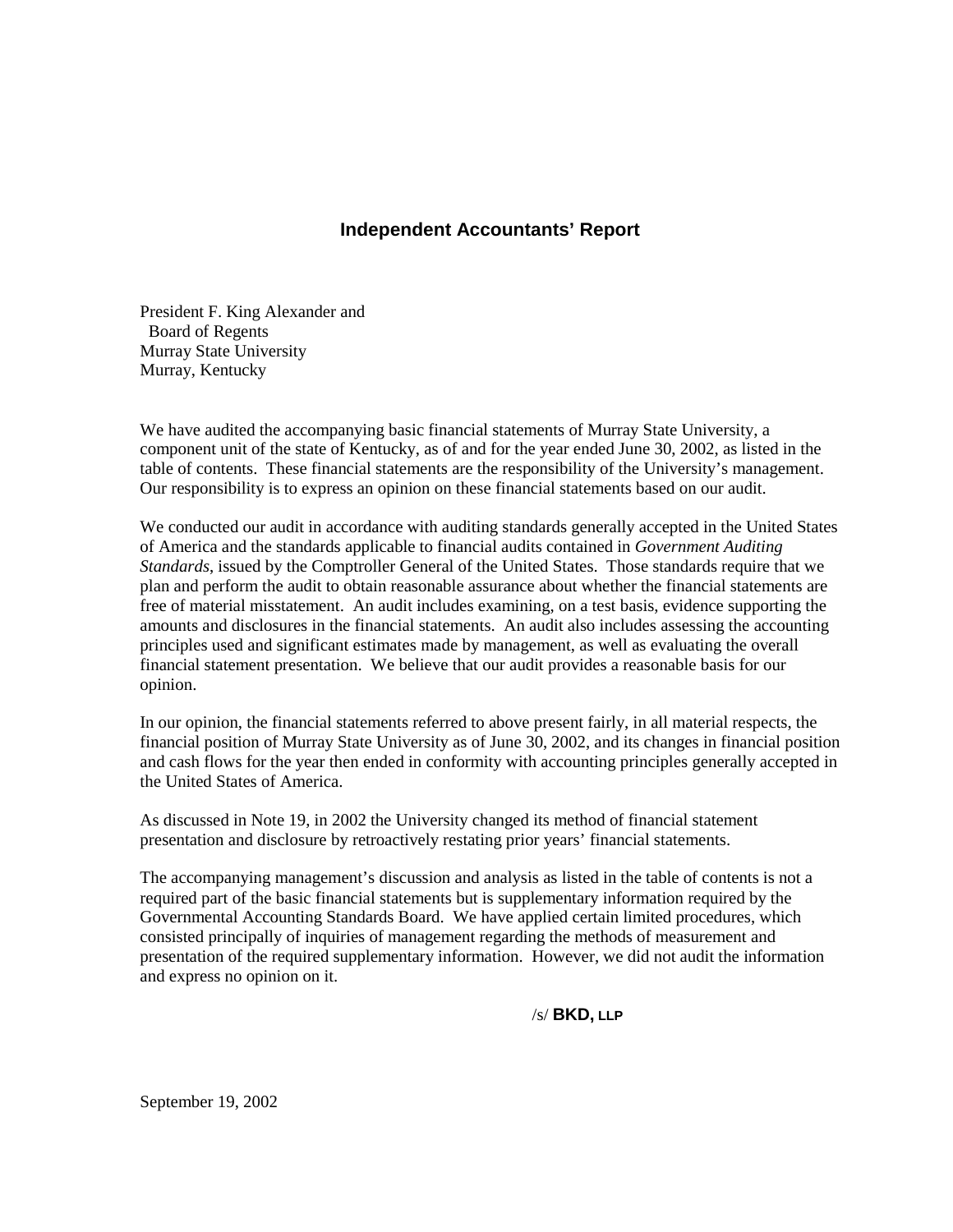## Independent Accountants' Report

President F. King Alexander and
Board of Regents
Murray State University
Murray, Kentucky

We have audited the accompanying basic financial statements of Murray State University, a component unit of the state of Kentucky, as of and for the year ended June 30, 2002, as listed in the table of contents. These financial statements are the responsibility of the University's management. Our responsibility is to express an opinion on these financial statements based on our audit.

We conducted our audit in accordance with auditing standards generally accepted in the United States of America and the standards applicable to financial audits contained in *Government Auditing Standards*, issued by the Comptroller General of the United States. Those standards require that we plan and perform the audit to obtain reasonable assurance about whether the financial statements are free of material misstatement. An audit includes examining, on a test basis, evidence supporting the amounts and disclosures in the financial statements. An audit also includes assessing the accounting principles used and significant estimates made by management, as well as evaluating the overall financial statement presentation. We believe that our audit provides a reasonable basis for our opinion.

In our opinion, the financial statements referred to above present fairly, in all material respects, the financial position of Murray State University as of June 30, 2002, and its changes in financial position and cash flows for the year then ended in conformity with accounting principles generally accepted in the United States of America.

As discussed in Note 19, in 2002 the University changed its method of financial statement presentation and disclosure by retroactively restating prior years' financial statements.

The accompanying management's discussion and analysis as listed in the table of contents is not a required part of the basic financial statements but is supplementary information required by the Governmental Accounting Standards Board. We have applied certain limited procedures, which consisted principally of inquiries of management regarding the methods of measurement and presentation of the required supplementary information. However, we did not audit the information and express no opinion on it.

/s/ **BKD, LLP**

September 19, 2002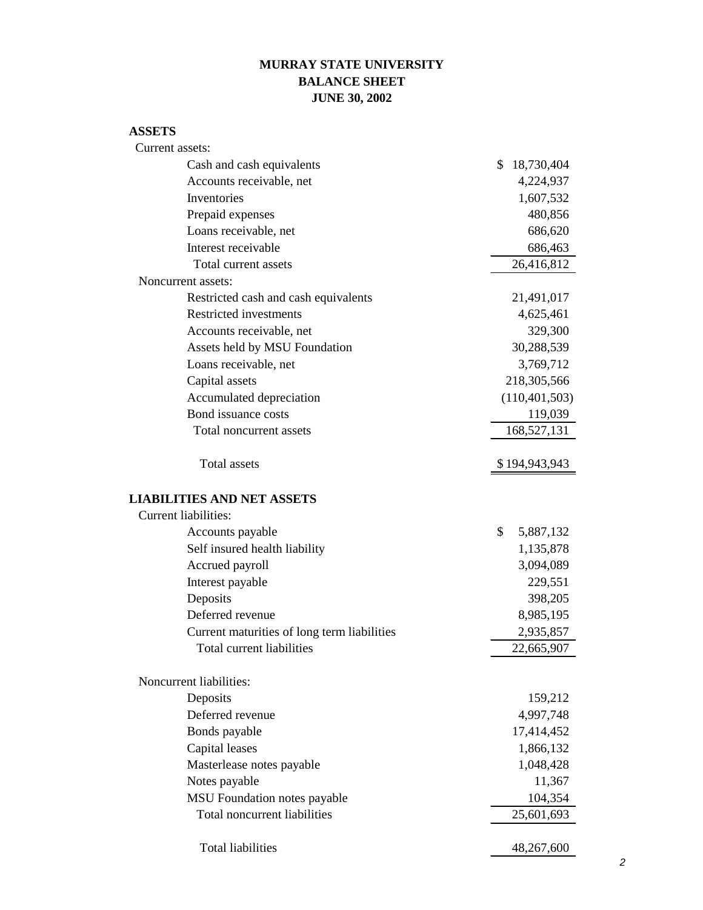# MURRAY STATE UNIVERSITY
## BALANCE SHEET
## JUNE 30, 2002

| | |
|---|---|
| **ASSETS** | |
| Current assets: | |
| Cash and cash equivalents | $ 18,730,404 |
| Accounts receivable, net | 4,224,937 |
| Inventories | 1,607,532 |
| Prepaid expenses | 480,856 |
| Loans receivable, net | 686,620 |
| Interest receivable | 686,463 |
| Total current assets | 26,416,812 |
| Noncurrent assets: | |
| Restricted cash and cash equivalents | 21,491,017 |
| Restricted investments | 4,625,461 |
| Accounts receivable, net | 329,300 |
| Assets held by MSU Foundation | 30,288,539 |
| Loans receivable, net | 3,769,712 |
| Capital assets | 218,305,566 |
| Accumulated depreciation | (110,401,503) |
| Bond issuance costs | 119,039 |
| Total noncurrent assets | 168,527,131 |
| Total assets | $ 194,943,943 |
| **LIABILITIES AND NET ASSETS** | |
| Current liabilities: | |
| Accounts payable | $ 5,887,132 |
| Self insured health liability | 1,135,878 |
| Accrued payroll | 3,094,089 |
| Interest payable | 229,551 |
| Deposits | 398,205 |
| Deferred revenue | 8,985,195 |
| Current maturities of long term liabilities | 2,935,857 |
| Total current liabilities | 22,665,907 |
| Noncurrent liabilities: | |
| Deposits | 159,212 |
| Deferred revenue | 4,997,748 |
| Bonds payable | 17,414,452 |
| Capital leases | 1,866,132 |
| Masterlease notes payable | 1,048,428 |
| Notes payable | 11,367 |
| MSU Foundation notes payable | 104,354 |
| Total noncurrent liabilities | 25,601,693 |
| Total liabilities | 48,267,600 |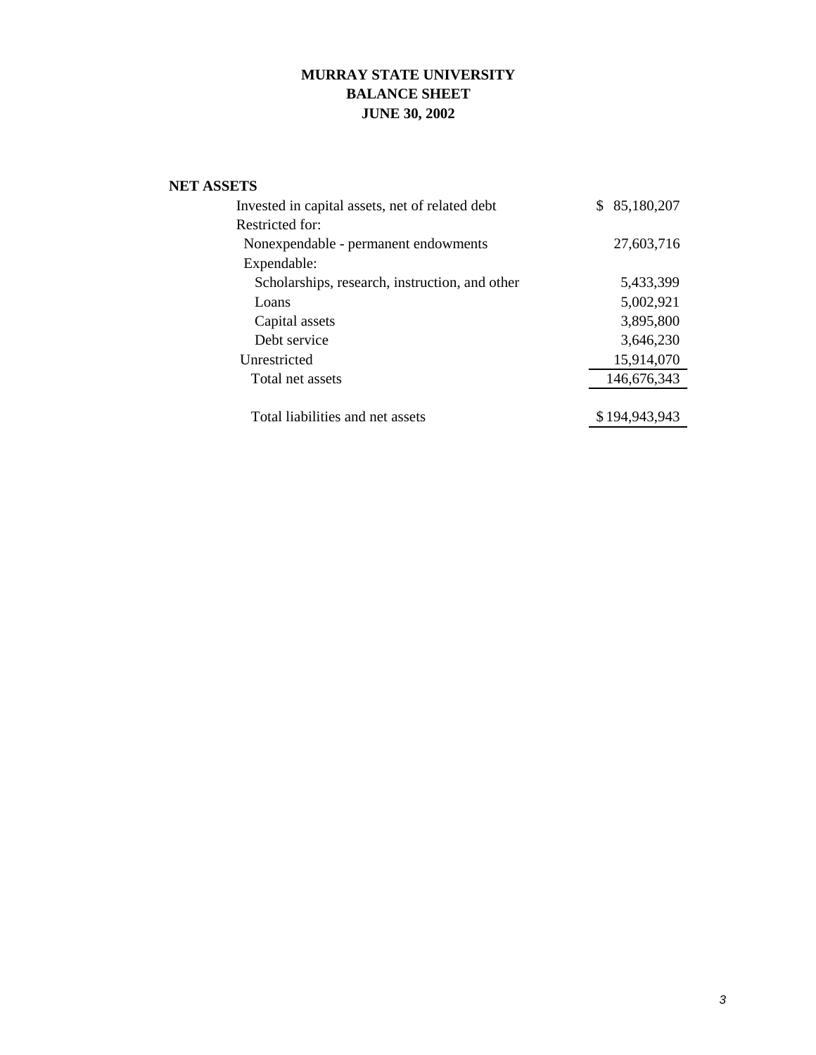# MURRAY STATE UNIVERSITY
## BALANCE SHEET
## JUNE 30, 2002

| | |
|---|---|
| **NET ASSETS** | |
| Invested in capital assets, net of related debt | $ 85,180,207 |
| Restricted for: | |
| Nonexpendable - permanent endowments | 27,603,716 |
| Expendable: | |
| Scholarships, research, instruction, and other | 5,433,399 |
| Loans | 5,002,921 |
| Capital assets | 3,895,800 |
| Debt service | 3,646,230 |
| Unrestricted | 15,914,070 |
| Total net assets | 146,676,343 |
| Total liabilities and net assets | $ 194,943,943 |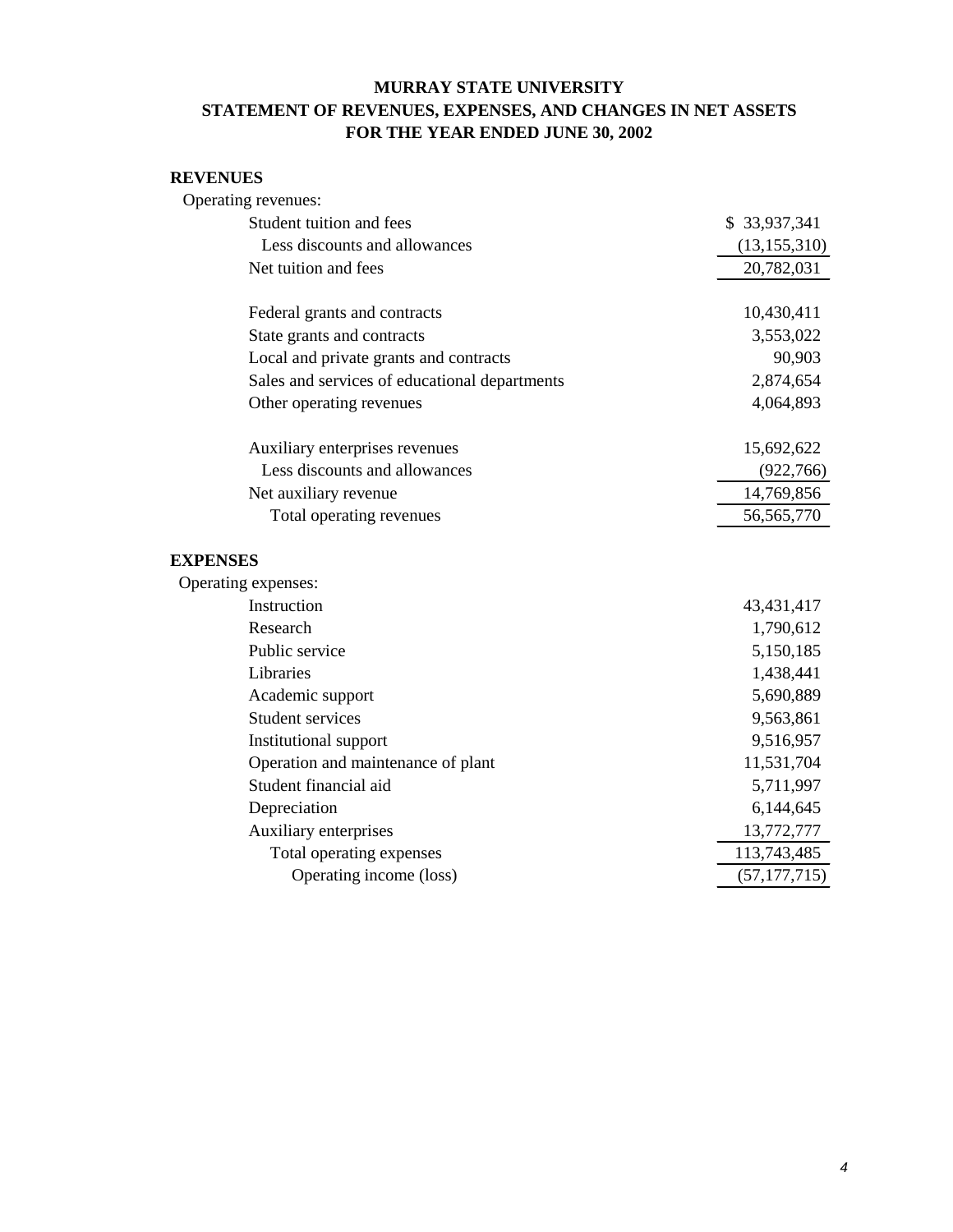# MURRAY STATE UNIVERSITY

## STATEMENT OF REVENUES, EXPENSES, AND CHANGES IN NET ASSETS

## FOR THE YEAR ENDED JUNE 30, 2002

| | |
|---|---|
| **REVENUES** | |
| Operating revenues: | |
| Student tuition and fees | $ 33,937,341 |
| Less discounts and allowances | (13,155,310) |
| Net tuition and fees | 20,782,031 |
| | |
| Federal grants and contracts | 10,430,411 |
| State grants and contracts | 3,553,022 |
| Local and private grants and contracts | 90,903 |
| Sales and services of educational departments | 2,874,654 |
| Other operating revenues | 4,064,893 |
| | |
| Auxiliary enterprises revenues | 15,692,622 |
| Less discounts and allowances | (922,766) |
| Net auxiliary revenue | 14,769,856 |
| Total operating revenues | 56,565,770 |
| | |
| **EXPENSES** | |
| Operating expenses: | |
| Instruction | 43,431,417 |
| Research | 1,790,612 |
| Public service | 5,150,185 |
| Libraries | 1,438,441 |
| Academic support | 5,690,889 |
| Student services | 9,563,861 |
| Institutional support | 9,516,957 |
| Operation and maintenance of plant | 11,531,704 |
| Student financial aid | 5,711,997 |
| Depreciation | 6,144,645 |
| Auxiliary enterprises | 13,772,777 |
| Total operating expenses | 113,743,485 |
| Operating income (loss) | (57,177,715) |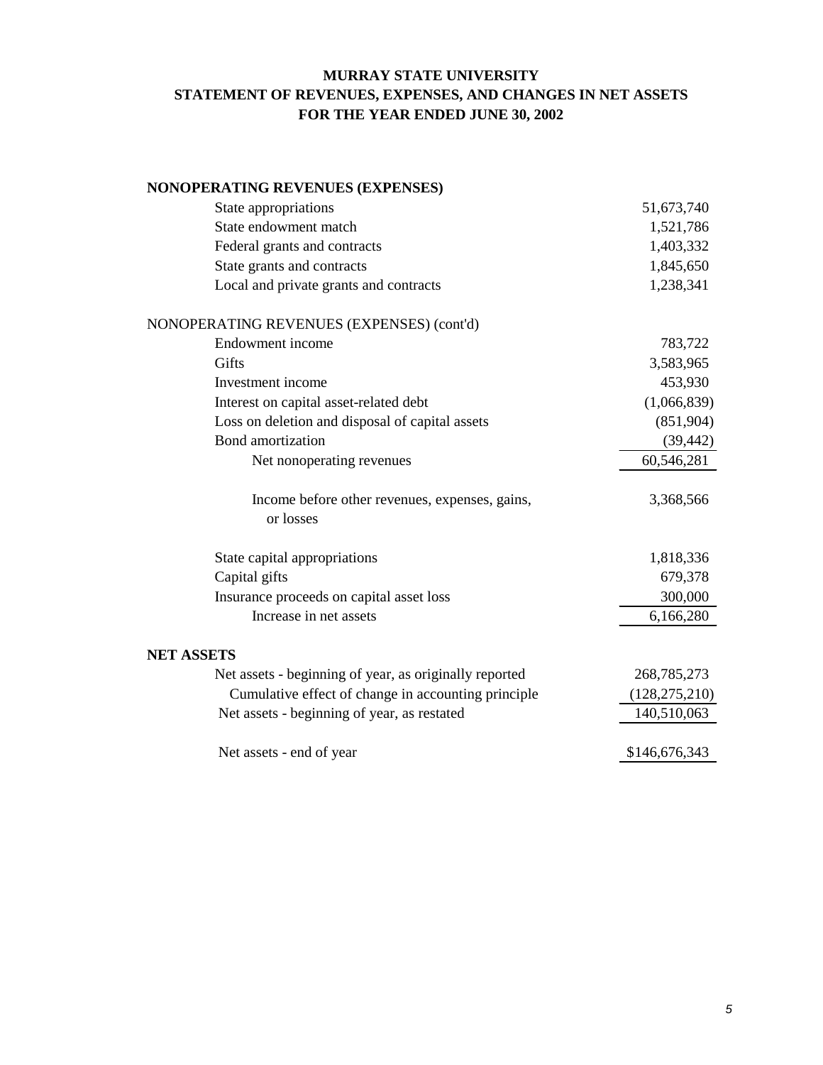# MURRAY STATE UNIVERSITY
## STATEMENT OF REVENUES, EXPENSES, AND CHANGES IN NET ASSETS
### FOR THE YEAR ENDED JUNE 30, 2002

| | |
|---|---|
| **NONOPERATING REVENUES (EXPENSES)** | |
| State appropriations | 51,673,740 |
| State endowment match | 1,521,786 |
| Federal grants and contracts | 1,403,332 |
| State grants and contracts | 1,845,650 |
| Local and private grants and contracts | 1,238,341 |
| NONOPERATING REVENUES (EXPENSES) (cont'd) | |
| Endowment income | 783,722 |
| Gifts | 3,583,965 |
| Investment income | 453,930 |
| Interest on capital asset-related debt | (1,066,839) |
| Loss on deletion and disposal of capital assets | (851,904) |
| Bond amortization | (39,442) |
| Net nonoperating revenues | 60,546,281 |
| Income before other revenues, expenses, gains, or losses | 3,368,566 |
| State capital appropriations | 1,818,336 |
| Capital gifts | 679,378 |
| Insurance proceeds on capital asset loss | 300,000 |
| Increase in net assets | 6,166,280 |
| **NET ASSETS** | |
| Net assets - beginning of year, as originally reported | 268,785,273 |
| Cumulative effect of change in accounting principle | (128,275,210) |
| Net assets - beginning of year, as restated | 140,510,063 |
| Net assets - end of year | $146,676,343 |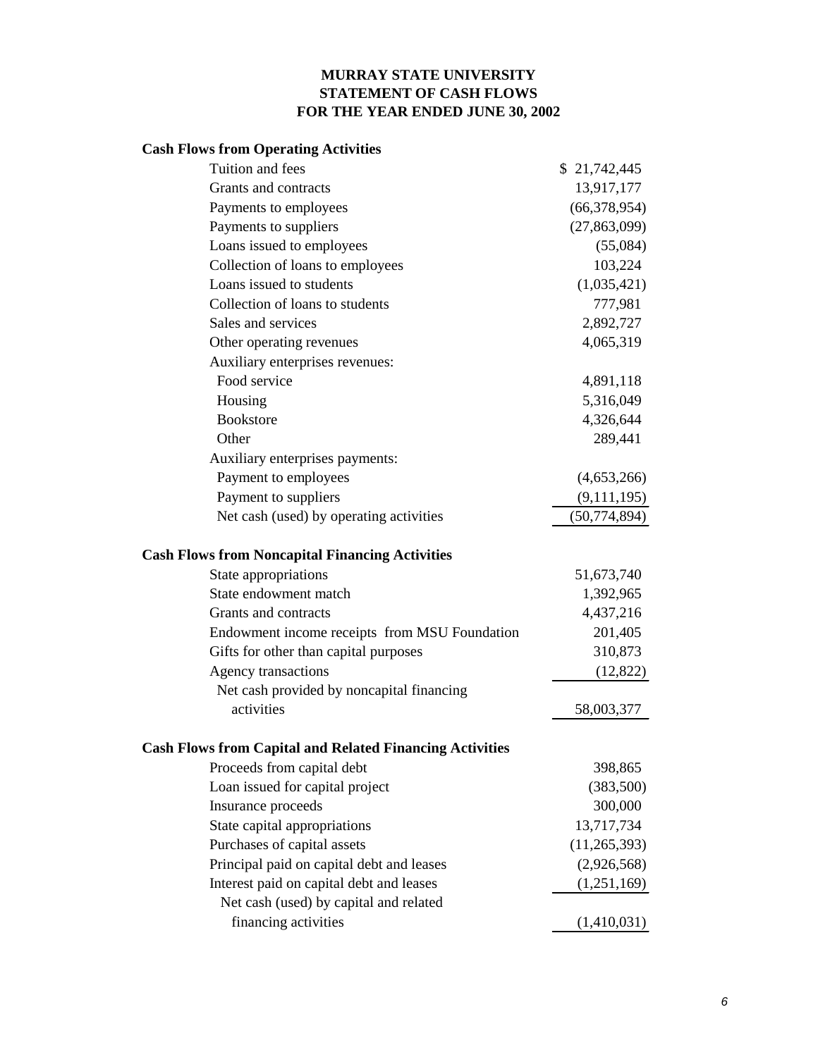# MURRAY STATE UNIVERSITY
## STATEMENT OF CASH FLOWS
## FOR THE YEAR ENDED JUNE 30, 2002

| | |
|---|---|
| **Cash Flows from Operating Activities** | |
| Tuition and fees | $ 21,742,445 |
| Grants and contracts | 13,917,177 |
| Payments to employees | (66,378,954) |
| Payments to suppliers | (27,863,099) |
| Loans issued to employees | (55,084) |
| Collection of loans to employees | 103,224 |
| Loans issued to students | (1,035,421) |
| Collection of loans to students | 777,981 |
| Sales and services | 2,892,727 |
| Other operating revenues | 4,065,319 |
| Auxiliary enterprises revenues: | |
| Food service | 4,891,118 |
| Housing | 5,316,049 |
| Bookstore | 4,326,644 |
| Other | 289,441 |
| Auxiliary enterprises payments: | |
| Payment to employees | (4,653,266) |
| Payment to suppliers | (9,111,195) |
| Net cash (used) by operating activities | (50,774,894) |
| **Cash Flows from Noncapital Financing Activities** | |
| State appropriations | 51,673,740 |
| State endowment match | 1,392,965 |
| Grants and contracts | 4,437,216 |
| Endowment income receipts from MSU Foundation | 201,405 |
| Gifts for other than capital purposes | 310,873 |
| Agency transactions | (12,822) |
| Net cash provided by noncapital financing activities | 58,003,377 |
| **Cash Flows from Capital and Related Financing Activities** | |
| Proceeds from capital debt | 398,865 |
| Loan issued for capital project | (383,500) |
| Insurance proceeds | 300,000 |
| State capital appropriations | 13,717,734 |
| Purchases of capital assets | (11,265,393) |
| Principal paid on capital debt and leases | (2,926,568) |
| Interest paid on capital debt and leases | (1,251,169) |
| Net cash (used) by capital and related financing activities | (1,410,031) |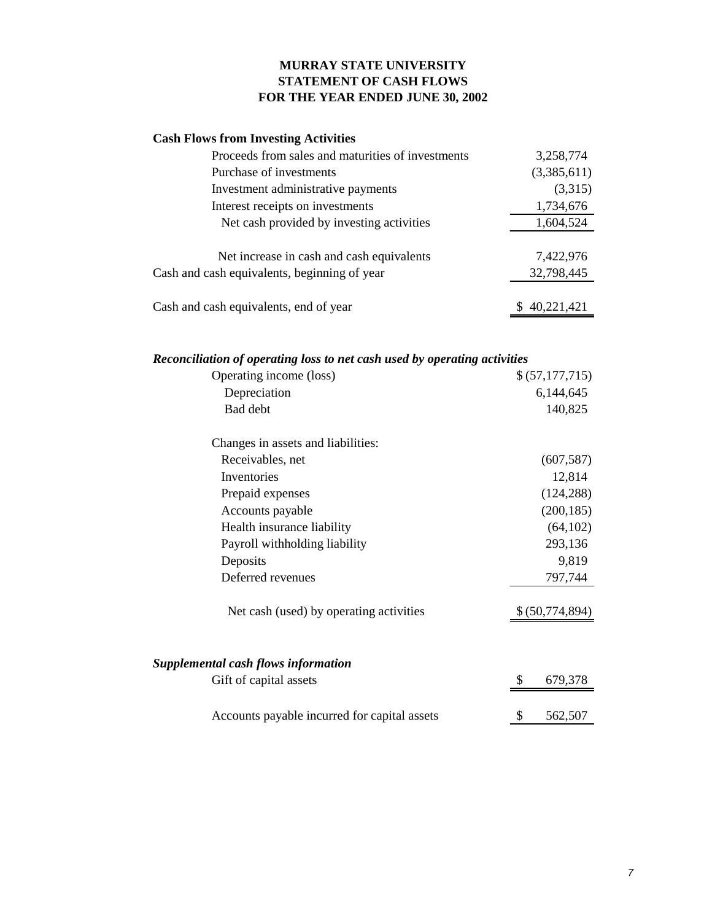**MURRAY STATE UNIVERSITY**
**STATEMENT OF CASH FLOWS**
**FOR THE YEAR ENDED JUNE 30, 2002**

| | |
|---|---|
| **Cash Flows from Investing Activities** | |
| Proceeds from sales and maturities of investments | 3,258,774 |
| Purchase of investments | (3,385,611) |
| Investment administrative payments | (3,315) |
| Interest receipts on investments | 1,734,676 |
| Net cash provided by investing activities | 1,604,524 |
| Net increase in cash and cash equivalents | 7,422,976 |
| Cash and cash equivalents, beginning of year | 32,798,445 |
| Cash and cash equivalents, end of year | $ 40,221,421 |

| | |
|---|---|
| ***Reconciliation of operating loss to net cash used by operating activities*** | |
| Operating income (loss) | $ (57,177,715) |
| Depreciation | 6,144,645 |
| Bad debt | 140,825 |
| Changes in assets and liabilities: | |
| Receivables, net | (607,587) |
| Inventories | 12,814 |
| Prepaid expenses | (124,288) |
| Accounts payable | (200,185) |
| Health insurance liability | (64,102) |
| Payroll withholding liability | 293,136 |
| Deposits | 9,819 |
| Deferred revenues | 797,744 |
| Net cash (used) by operating activities | $ (50,774,894) |

| | |
|---|---|
| ***Supplemental cash flows information*** | |
| Gift of capital assets | $ 679,378 |
| Accounts payable incurred for capital assets | $ 562,507 |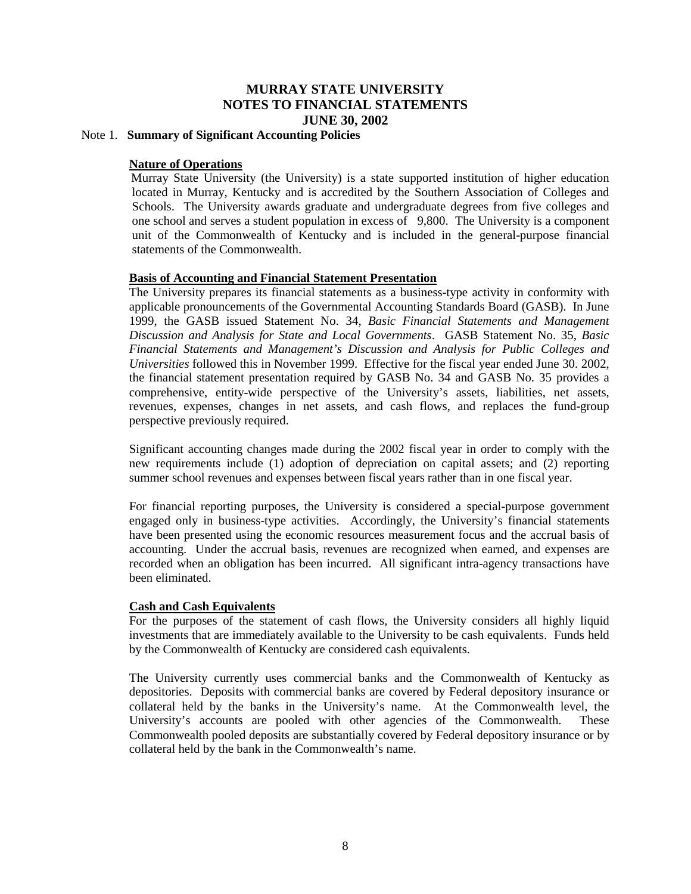# MURRAY STATE UNIVERSITY
# NOTES TO FINANCIAL STATEMENTS
# JUNE 30, 2002

Note 1. **Summary of Significant Accounting Policies**

**Nature of Operations**

Murray State University (the University) is a state supported institution of higher education located in Murray, Kentucky and is accredited by the Southern Association of Colleges and Schools. The University awards graduate and undergraduate degrees from five colleges and one school and serves a student population in excess of 9,800. The University is a component unit of the Commonwealth of Kentucky and is included in the general-purpose financial statements of the Commonwealth.

**Basis of Accounting and Financial Statement Presentation**

The University prepares its financial statements as a business-type activity in conformity with applicable pronouncements of the Governmental Accounting Standards Board (GASB). In June 1999, the GASB issued Statement No. 34, *Basic Financial Statements and Management Discussion and Analysis for State and Local Governments*. GASB Statement No. 35, *Basic Financial Statements and Management's Discussion and Analysis for Public Colleges and Universities* followed this in November 1999. Effective for the fiscal year ended June 30. 2002, the financial statement presentation required by GASB No. 34 and GASB No. 35 provides a comprehensive, entity-wide perspective of the University's assets, liabilities, net assets, revenues, expenses, changes in net assets, and cash flows, and replaces the fund-group perspective previously required.

Significant accounting changes made during the 2002 fiscal year in order to comply with the new requirements include (1) adoption of depreciation on capital assets; and (2) reporting summer school revenues and expenses between fiscal years rather than in one fiscal year.

For financial reporting purposes, the University is considered a special-purpose government engaged only in business-type activities. Accordingly, the University's financial statements have been presented using the economic resources measurement focus and the accrual basis of accounting. Under the accrual basis, revenues are recognized when earned, and expenses are recorded when an obligation has been incurred. All significant intra-agency transactions have been eliminated.

**Cash and Cash Equivalents**

For the purposes of the statement of cash flows, the University considers all highly liquid investments that are immediately available to the University to be cash equivalents. Funds held by the Commonwealth of Kentucky are considered cash equivalents.

The University currently uses commercial banks and the Commonwealth of Kentucky as depositories. Deposits with commercial banks are covered by Federal depository insurance or collateral held by the banks in the University's name. At the Commonwealth level, the University's accounts are pooled with other agencies of the Commonwealth. These Commonwealth pooled deposits are substantially covered by Federal depository insurance or by collateral held by the bank in the Commonwealth's name.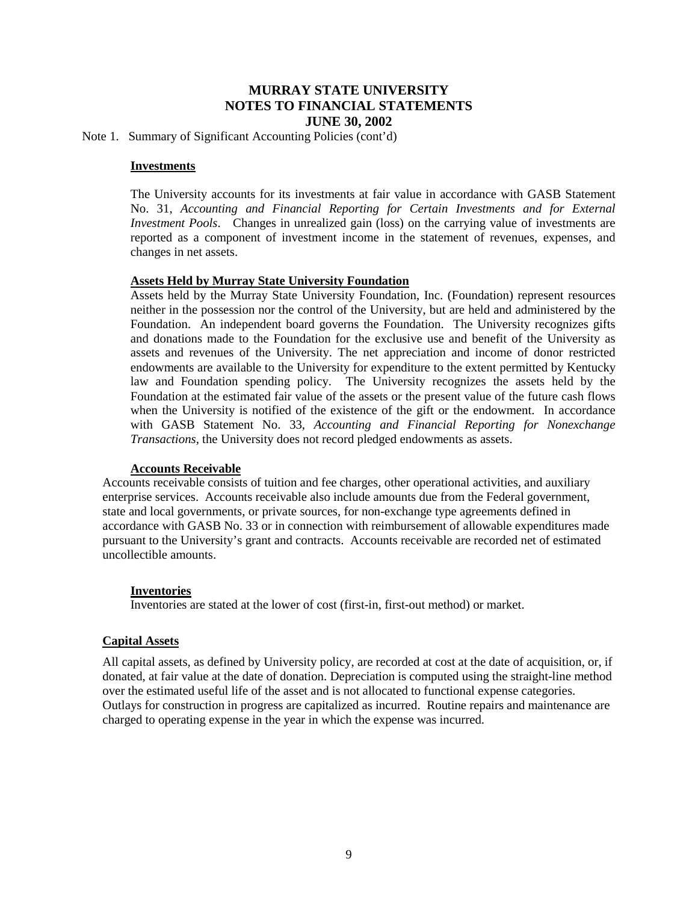# MURRAY STATE UNIVERSITY
# NOTES TO FINANCIAL STATEMENTS
# JUNE 30, 2002

Note 1. Summary of Significant Accounting Policies (cont'd)

**Investments**

The University accounts for its investments at fair value in accordance with GASB Statement No. 31, *Accounting and Financial Reporting for Certain Investments and for External Investment Pools*. Changes in unrealized gain (loss) on the carrying value of investments are reported as a component of investment income in the statement of revenues, expenses, and changes in net assets.

**Assets Held by Murray State University Foundation**

Assets held by the Murray State University Foundation, Inc. (Foundation) represent resources neither in the possession nor the control of the University, but are held and administered by the Foundation. An independent board governs the Foundation. The University recognizes gifts and donations made to the Foundation for the exclusive use and benefit of the University as assets and revenues of the University. The net appreciation and income of donor restricted endowments are available to the University for expenditure to the extent permitted by Kentucky law and Foundation spending policy. The University recognizes the assets held by the Foundation at the estimated fair value of the assets or the present value of the future cash flows when the University is notified of the existence of the gift or the endowment. In accordance with GASB Statement No. 33, *Accounting and Financial Reporting for Nonexchange Transactions*, the University does not record pledged endowments as assets.

**Accounts Receivable**

Accounts receivable consists of tuition and fee charges, other operational activities, and auxiliary enterprise services. Accounts receivable also include amounts due from the Federal government, state and local governments, or private sources, for non-exchange type agreements defined in accordance with GASB No. 33 or in connection with reimbursement of allowable expenditures made pursuant to the University's grant and contracts. Accounts receivable are recorded net of estimated uncollectible amounts.

**Inventories**

Inventories are stated at the lower of cost (first-in, first-out method) or market.

**Capital Assets**

All capital assets, as defined by University policy, are recorded at cost at the date of acquisition, or, if donated, at fair value at the date of donation. Depreciation is computed using the straight-line method over the estimated useful life of the asset and is not allocated to functional expense categories. Outlays for construction in progress are capitalized as incurred. Routine repairs and maintenance are charged to operating expense in the year in which the expense was incurred.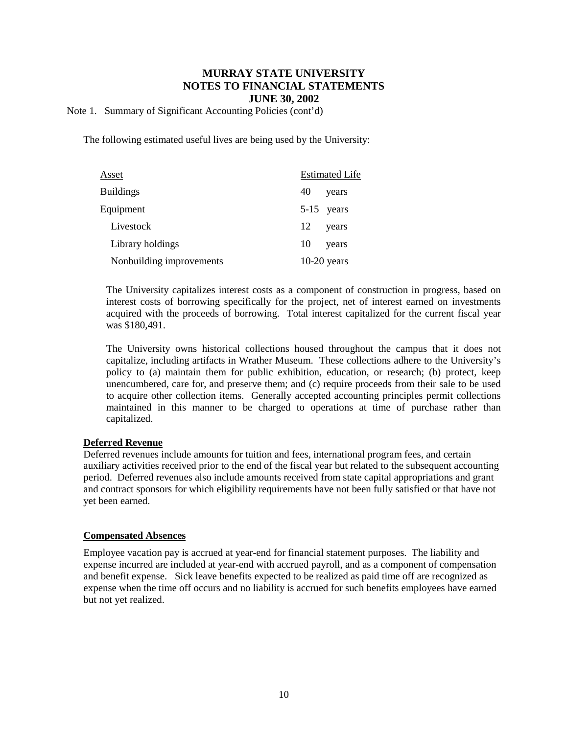# MURRAY STATE UNIVERSITY
# NOTES TO FINANCIAL STATEMENTS
# JUNE 30, 2002

Note 1. Summary of Significant Accounting Policies (cont'd)

The following estimated useful lives are being used by the University:

| Asset | Estimated Life |
|---|---|
| Buildings | 40 years |
| Equipment | 5-15 years |
| Livestock | 12 years |
| Library holdings | 10 years |
| Nonbuilding improvements | 10-20 years |

The University capitalizes interest costs as a component of construction in progress, based on interest costs of borrowing specifically for the project, net of interest earned on investments acquired with the proceeds of borrowing. Total interest capitalized for the current fiscal year was $180,491.

The University owns historical collections housed throughout the campus that it does not capitalize, including artifacts in Wrather Museum. These collections adhere to the University's policy to (a) maintain them for public exhibition, education, or research; (b) protect, keep unencumbered, care for, and preserve them; and (c) require proceeds from their sale to be used to acquire other collection items. Generally accepted accounting principles permit collections maintained in this manner to be charged to operations at time of purchase rather than capitalized.

**Deferred Revenue**

Deferred revenues include amounts for tuition and fees, international program fees, and certain auxiliary activities received prior to the end of the fiscal year but related to the subsequent accounting period. Deferred revenues also include amounts received from state capital appropriations and grant and contract sponsors for which eligibility requirements have not been fully satisfied or that have not yet been earned.

**Compensated Absences**

Employee vacation pay is accrued at year-end for financial statement purposes. The liability and expense incurred are included at year-end with accrued payroll, and as a component of compensation and benefit expense. Sick leave benefits expected to be realized as paid time off are recognized as expense when the time off occurs and no liability is accrued for such benefits employees have earned but not yet realized.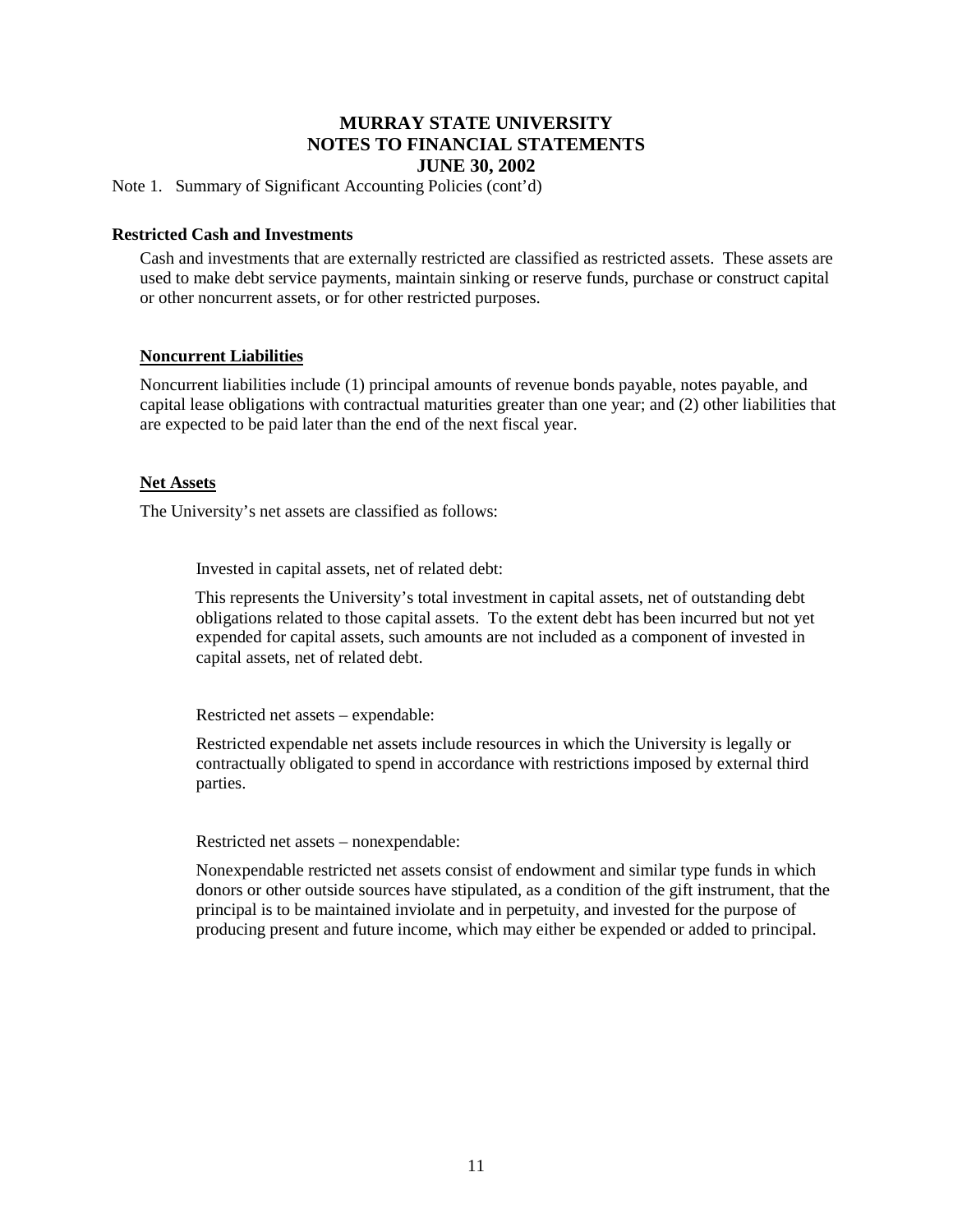# MURRAY STATE UNIVERSITY
# NOTES TO FINANCIAL STATEMENTS
# JUNE 30, 2002

Note 1. Summary of Significant Accounting Policies (cont'd)

**Restricted Cash and Investments**

Cash and investments that are externally restricted are classified as restricted assets. These assets are used to make debt service payments, maintain sinking or reserve funds, purchase or construct capital or other noncurrent assets, or for other restricted purposes.

**Noncurrent Liabilities**

Noncurrent liabilities include (1) principal amounts of revenue bonds payable, notes payable, and capital lease obligations with contractual maturities greater than one year; and (2) other liabilities that are expected to be paid later than the end of the next fiscal year.

**Net Assets**

The University's net assets are classified as follows:

Invested in capital assets, net of related debt:

This represents the University's total investment in capital assets, net of outstanding debt obligations related to those capital assets. To the extent debt has been incurred but not yet expended for capital assets, such amounts are not included as a component of invested in capital assets, net of related debt.

Restricted net assets – expendable:

Restricted expendable net assets include resources in which the University is legally or contractually obligated to spend in accordance with restrictions imposed by external third parties.

Restricted net assets – nonexpendable:

Nonexpendable restricted net assets consist of endowment and similar type funds in which donors or other outside sources have stipulated, as a condition of the gift instrument, that the principal is to be maintained inviolate and in perpetuity, and invested for the purpose of producing present and future income, which may either be expended or added to principal.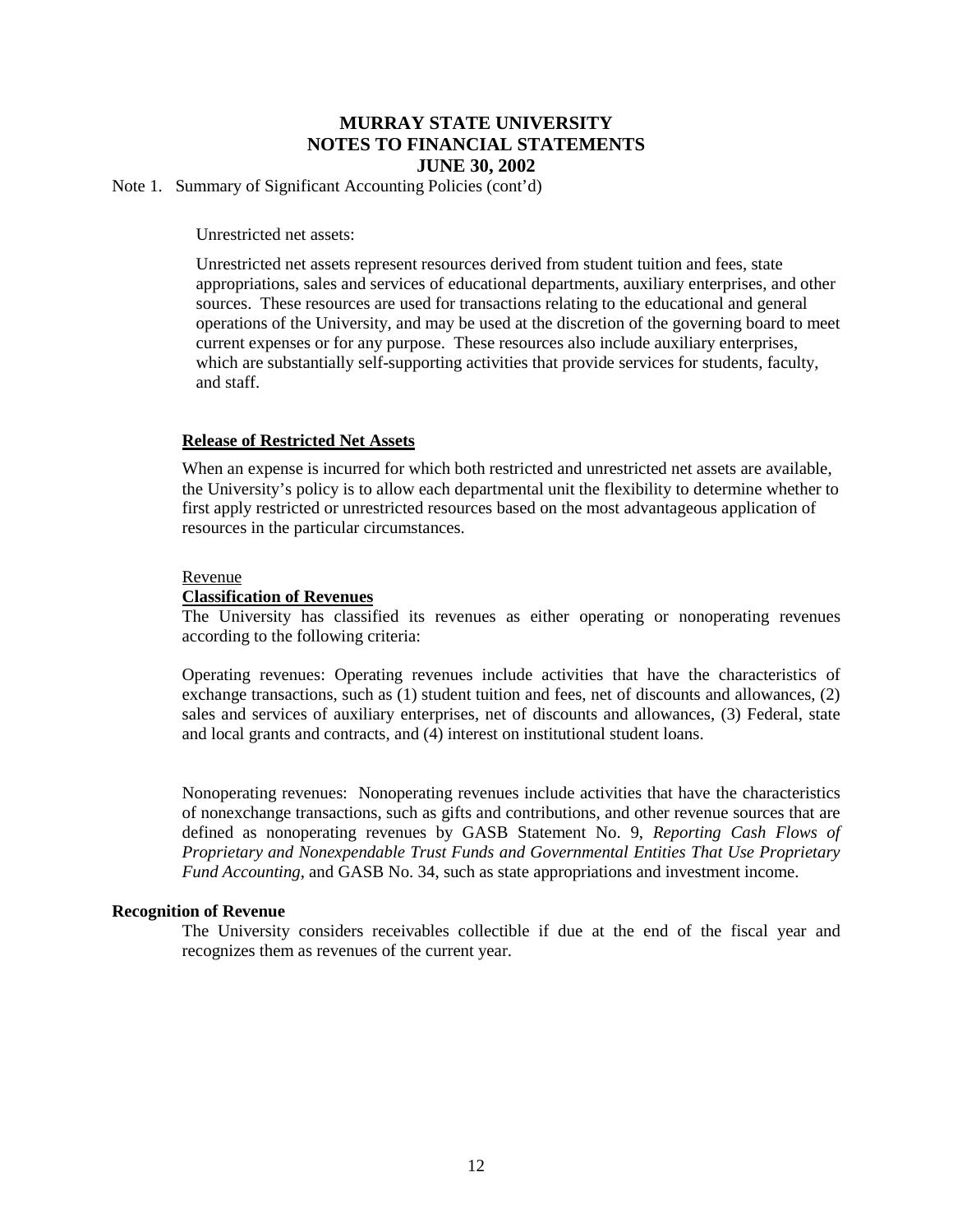# MURRAY STATE UNIVERSITY
# NOTES TO FINANCIAL STATEMENTS
# JUNE 30, 2002

Note 1. Summary of Significant Accounting Policies (cont'd)

Unrestricted net assets:

Unrestricted net assets represent resources derived from student tuition and fees, state appropriations, sales and services of educational departments, auxiliary enterprises, and other sources. These resources are used for transactions relating to the educational and general operations of the University, and may be used at the discretion of the governing board to meet current expenses or for any purpose. These resources also include auxiliary enterprises, which are substantially self-supporting activities that provide services for students, faculty, and staff.

**Release of Restricted Net Assets**

When an expense is incurred for which both restricted and unrestricted net assets are available, the University's policy is to allow each departmental unit the flexibility to determine whether to first apply restricted or unrestricted resources based on the most advantageous application of resources in the particular circumstances.

Revenue

**Classification of Revenues**

The University has classified its revenues as either operating or nonoperating revenues according to the following criteria:

Operating revenues: Operating revenues include activities that have the characteristics of exchange transactions, such as (1) student tuition and fees, net of discounts and allowances, (2) sales and services of auxiliary enterprises, net of discounts and allowances, (3) Federal, state and local grants and contracts, and (4) interest on institutional student loans.

Nonoperating revenues: Nonoperating revenues include activities that have the characteristics of nonexchange transactions, such as gifts and contributions, and other revenue sources that are defined as nonoperating revenues by GASB Statement No. 9, *Reporting Cash Flows of Proprietary and Nonexpendable Trust Funds and Governmental Entities That Use Proprietary Fund Accounting*, and GASB No. 34, such as state appropriations and investment income.

**Recognition of Revenue**

The University considers receivables collectible if due at the end of the fiscal year and recognizes them as revenues of the current year.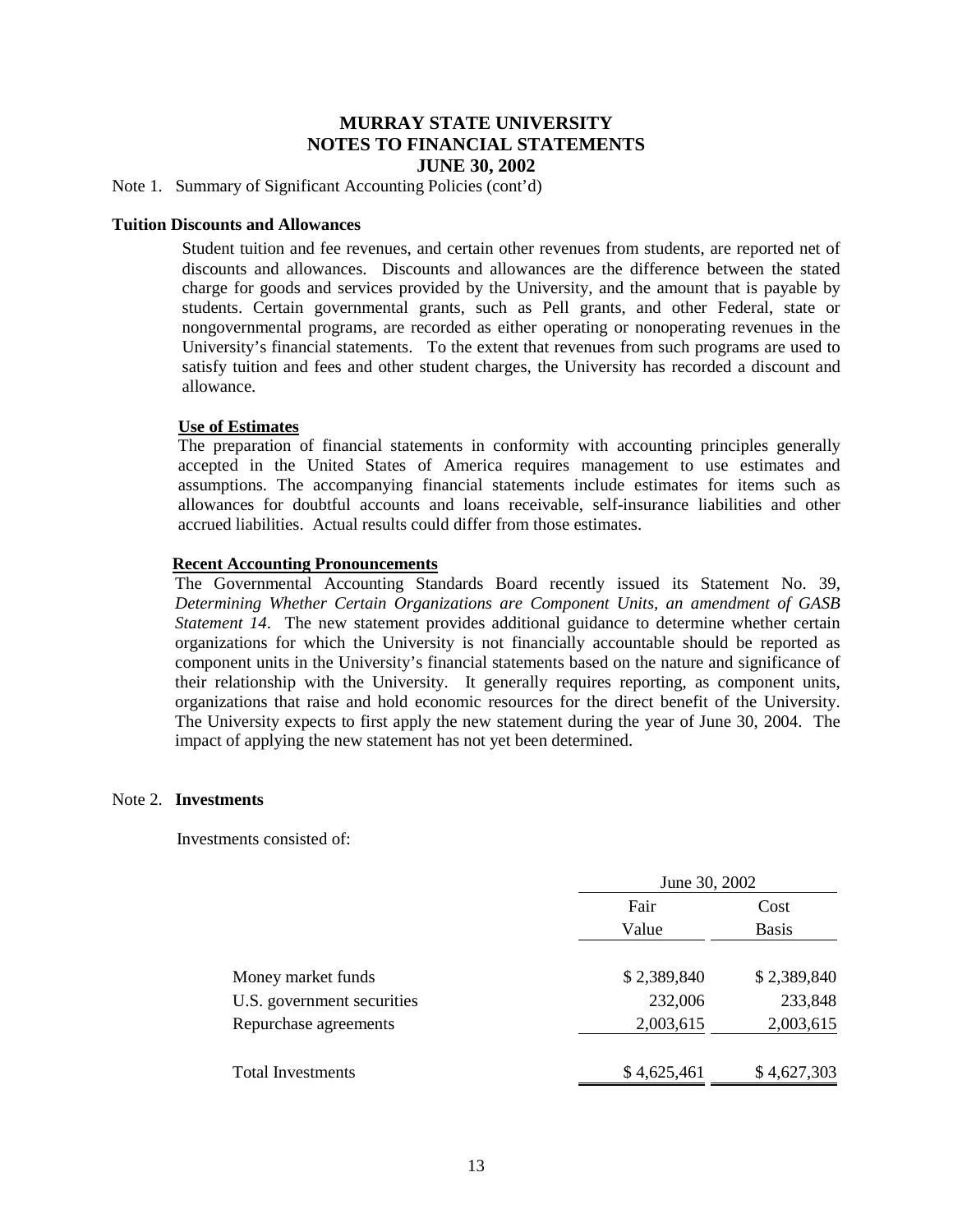# MURRAY STATE UNIVERSITY
# NOTES TO FINANCIAL STATEMENTS
# JUNE 30, 2002

Note 1. Summary of Significant Accounting Policies (cont'd)

**Tuition Discounts and Allowances**

Student tuition and fee revenues, and certain other revenues from students, are reported net of discounts and allowances. Discounts and allowances are the difference between the stated charge for goods and services provided by the University, and the amount that is payable by students. Certain governmental grants, such as Pell grants, and other Federal, state or nongovernmental programs, are recorded as either operating or nonoperating revenues in the University's financial statements. To the extent that revenues from such programs are used to satisfy tuition and fees and other student charges, the University has recorded a discount and allowance.

**Use of Estimates**

The preparation of financial statements in conformity with accounting principles generally accepted in the United States of America requires management to use estimates and assumptions. The accompanying financial statements include estimates for items such as allowances for doubtful accounts and loans receivable, self-insurance liabilities and other accrued liabilities. Actual results could differ from those estimates.

**Recent Accounting Pronouncements**

The Governmental Accounting Standards Board recently issued its Statement No. 39, *Determining Whether Certain Organizations are Component Units, an amendment of GASB Statement 14*. The new statement provides additional guidance to determine whether certain organizations for which the University is not financially accountable should be reported as component units in the University's financial statements based on the nature and significance of their relationship with the University. It generally requires reporting, as component units, organizations that raise and hold economic resources for the direct benefit of the University. The University expects to first apply the new statement during the year of June 30, 2004. The impact of applying the new statement has not yet been determined.

Note 2. **Investments**

Investments consisted of:

| | June 30, 2002 | |
|---|---|---|
| | Fair Value | Cost Basis |
| Money market funds | $ 2,389,840 | $ 2,389,840 |
| U.S. government securities | 232,006 | 233,848 |
| Repurchase agreements | 2,003,615 | 2,003,615 |
| Total Investments | $ 4,625,461 | $ 4,627,303 |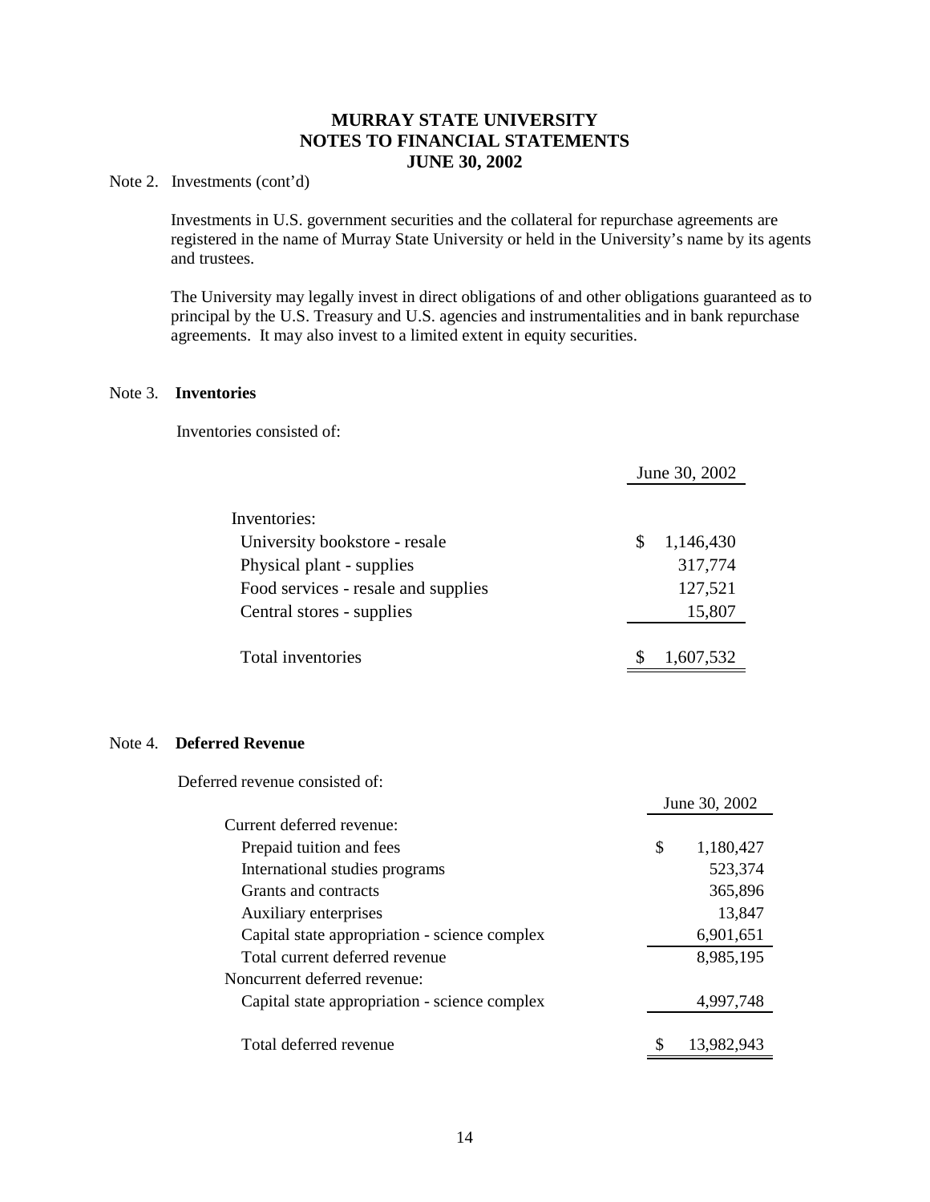# MURRAY STATE UNIVERSITY
# NOTES TO FINANCIAL STATEMENTS
# JUNE 30, 2002

Note 2. Investments (cont'd)

Investments in U.S. government securities and the collateral for repurchase agreements are registered in the name of Murray State University or held in the University's name by its agents and trustees.

The University may legally invest in direct obligations of and other obligations guaranteed as to principal by the U.S. Treasury and U.S. agencies and instrumentalities and in bank repurchase agreements. It may also invest to a limited extent in equity securities.

Note 3. **Inventories**

Inventories consisted of:

| | June 30, 2002 |
|---|---|
| Inventories: | |
| University bookstore - resale | $ 1,146,430 |
| Physical plant - supplies | 317,774 |
| Food services - resale and supplies | 127,521 |
| Central stores - supplies | 15,807 |
| Total inventories | $ 1,607,532 |

Note 4. **Deferred Revenue**

Deferred revenue consisted of:

| | June 30, 2002 |
|---|---|
| Current deferred revenue: | |
| Prepaid tuition and fees | $ 1,180,427 |
| International studies programs | 523,374 |
| Grants and contracts | 365,896 |
| Auxiliary enterprises | 13,847 |
| Capital state appropriation - science complex | 6,901,651 |
| Total current deferred revenue | 8,985,195 |
| Noncurrent deferred revenue: | |
| Capital state appropriation - science complex | 4,997,748 |
| Total deferred revenue | $ 13,982,943 |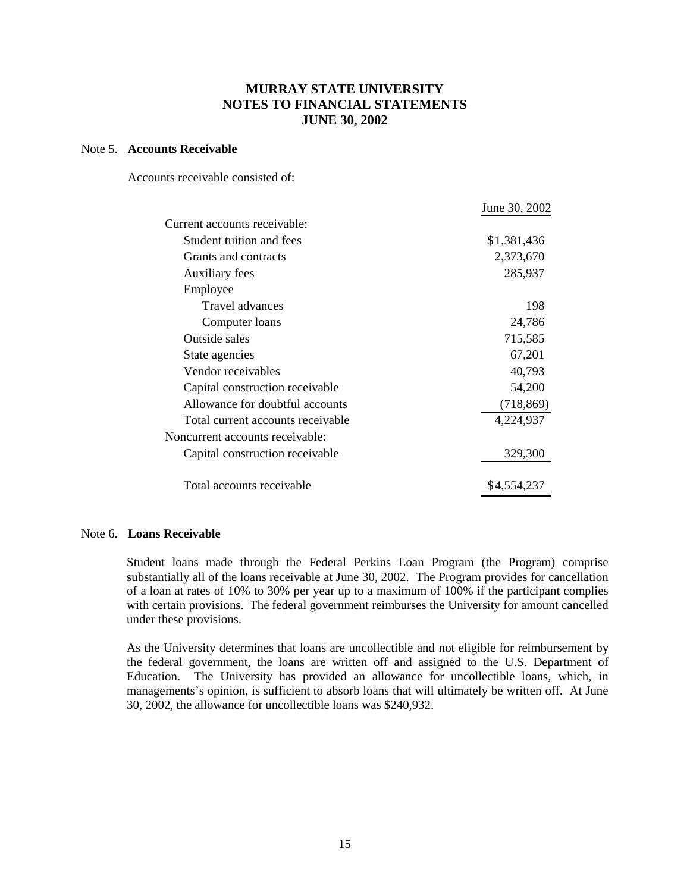# MURRAY STATE UNIVERSITY
# NOTES TO FINANCIAL STATEMENTS
# JUNE 30, 2002

## Note 5. **Accounts Receivable**

Accounts receivable consisted of:

| | June 30, 2002 |
|---|---|
| Current accounts receivable: | |
| Student tuition and fees | $1,381,436 |
| Grants and contracts | 2,373,670 |
| Auxiliary fees | 285,937 |
| Employee | |
| Travel advances | 198 |
| Computer loans | 24,786 |
| Outside sales | 715,585 |
| State agencies | 67,201 |
| Vendor receivables | 40,793 |
| Capital construction receivable | 54,200 |
| Allowance for doubtful accounts | (718,869) |
| Total current accounts receivable | 4,224,937 |
| Noncurrent accounts receivable: | |
| Capital construction receivable | 329,300 |
| Total accounts receivable | $4,554,237 |

## Note 6. **Loans Receivable**

Student loans made through the Federal Perkins Loan Program (the Program) comprise substantially all of the loans receivable at June 30, 2002. The Program provides for cancellation of a loan at rates of 10% to 30% per year up to a maximum of 100% if the participant complies with certain provisions. The federal government reimburses the University for amount cancelled under these provisions.

As the University determines that loans are uncollectible and not eligible for reimbursement by the federal government, the loans are written off and assigned to the U.S. Department of Education. The University has provided an allowance for uncollectible loans, which, in managements's opinion, is sufficient to absorb loans that will ultimately be written off. At June 30, 2002, the allowance for uncollectible loans was $240,932.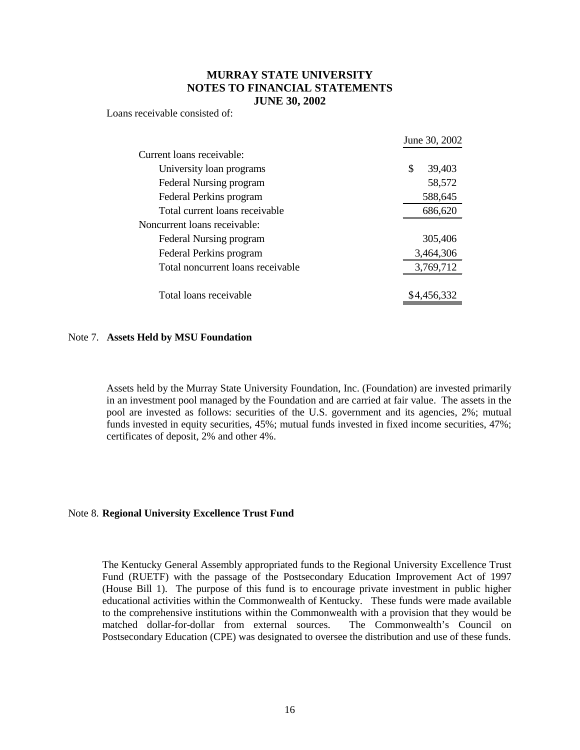Loans receivable consisted of:

| | June 30, 2002 |
|---|---|
| Current loans receivable: | |
| University loan programs | $ 39,403 |
| Federal Nursing program | 58,572 |
| Federal Perkins program | 588,645 |
| Total current loans receivable | 686,620 |
| Noncurrent loans receivable: | |
| Federal Nursing program | 305,406 |
| Federal Perkins program | 3,464,306 |
| Total noncurrent loans receivable | 3,769,712 |
| Total loans receivable | $4,456,332 |

Note 7. **Assets Held by MSU Foundation**

Assets held by the Murray State University Foundation, Inc. (Foundation) are invested primarily in an investment pool managed by the Foundation and are carried at fair value. The assets in the pool are invested as follows: securities of the U.S. government and its agencies, 2%; mutual funds invested in equity securities, 45%; mutual funds invested in fixed income securities, 47%; certificates of deposit, 2% and other 4%.

Note 8. **Regional University Excellence Trust Fund**

The Kentucky General Assembly appropriated funds to the Regional University Excellence Trust Fund (RUETF) with the passage of the Postsecondary Education Improvement Act of 1997 (House Bill 1). The purpose of this fund is to encourage private investment in public higher educational activities within the Commonwealth of Kentucky. These funds were made available to the comprehensive institutions within the Commonwealth with a provision that they would be matched dollar-for-dollar from external sources. The Commonwealth's Council on Postsecondary Education (CPE) was designated to oversee the distribution and use of these funds.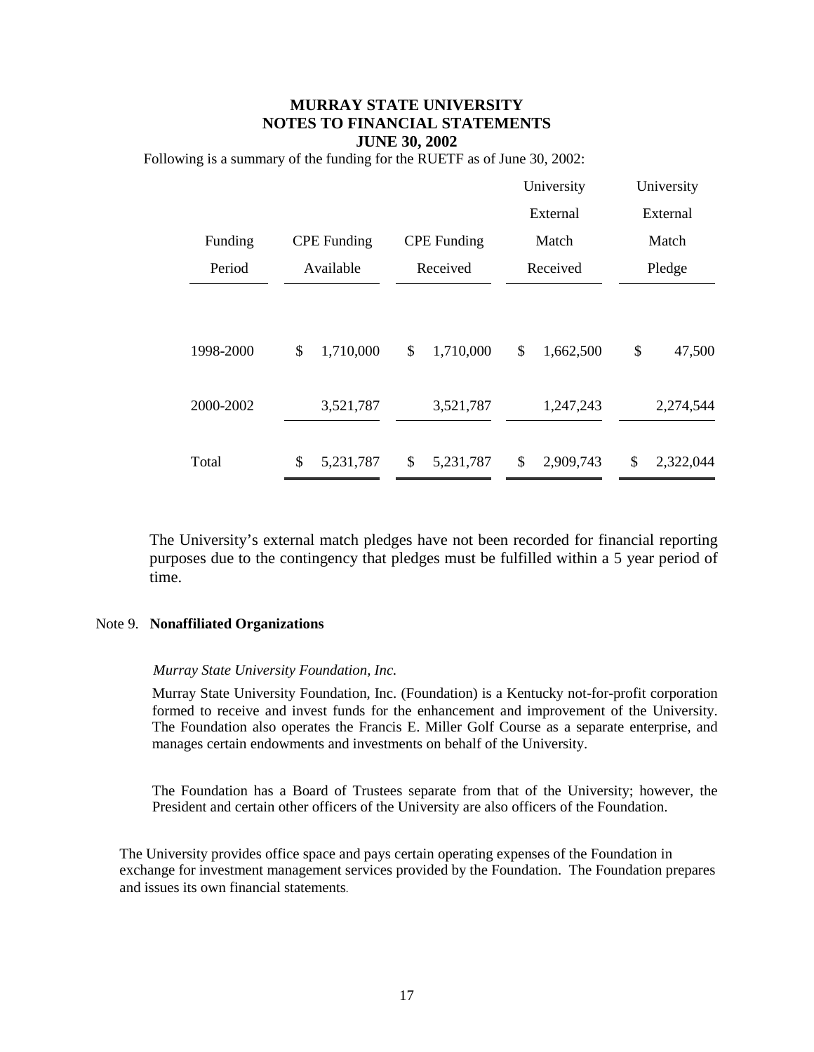# MURRAY STATE UNIVERSITY
## NOTES TO FINANCIAL STATEMENTS
### JUNE 30, 2002

Following is a summary of the funding for the RUETF as of June 30, 2002:

| Funding Period | CPE Funding Available | CPE Funding Received | University External Match Received | University External Match Pledge |
|---|---|---|---|---|
| 1998-2000 | $ 1,710,000 | $ 1,710,000 | $ 1,662,500 | $ 47,500 |
| 2000-2002 | 3,521,787 | 3,521,787 | 1,247,243 | 2,274,544 |
| Total | $ 5,231,787 | $ 5,231,787 | $ 2,909,743 | $ 2,322,044 |

The University's external match pledges have not been recorded for financial reporting purposes due to the contingency that pledges must be fulfilled within a 5 year period of time.

Note 9. **Nonaffiliated Organizations**

*Murray State University Foundation, Inc.*

Murray State University Foundation, Inc. (Foundation) is a Kentucky not-for-profit corporation formed to receive and invest funds for the enhancement and improvement of the University. The Foundation also operates the Francis E. Miller Golf Course as a separate enterprise, and manages certain endowments and investments on behalf of the University.

The Foundation has a Board of Trustees separate from that of the University; however, the President and certain other officers of the University are also officers of the Foundation.

The University provides office space and pays certain operating expenses of the Foundation in exchange for investment management services provided by the Foundation. The Foundation prepares and issues its own financial statements.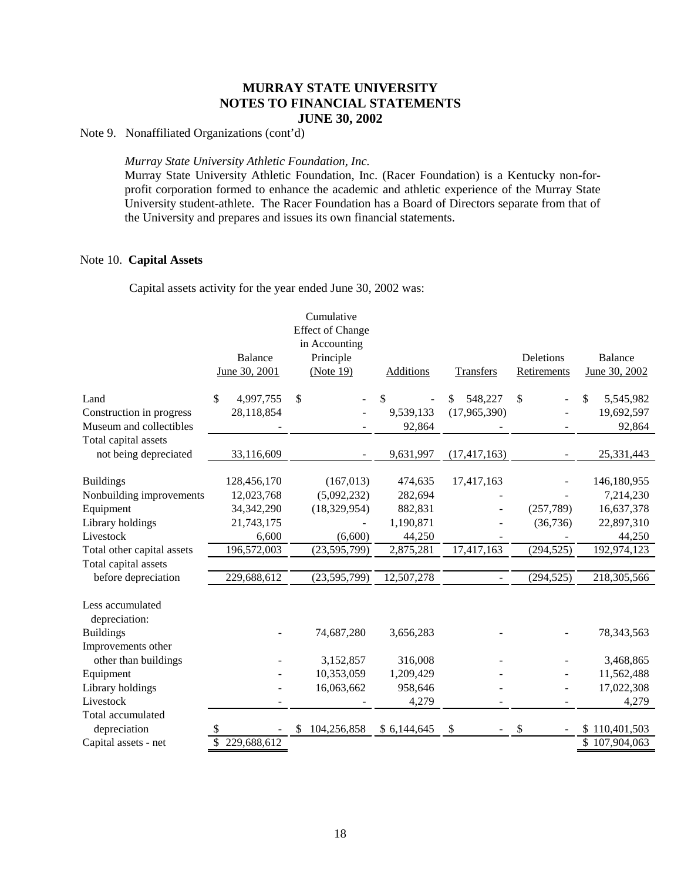# MURRAY STATE UNIVERSITY
# NOTES TO FINANCIAL STATEMENTS
# JUNE 30, 2002

Note 9. Nonaffiliated Organizations (cont'd)

*Murray State University Athletic Foundation, Inc.*

Murray State University Athletic Foundation, Inc. (Racer Foundation) is a Kentucky non-for-profit corporation formed to enhance the academic and athletic experience of the Murray State University student-athlete. The Racer Foundation has a Board of Directors separate from that of the University and prepares and issues its own financial statements.

Note 10. **Capital Assets**

Capital assets activity for the year ended June 30, 2002 was:

| | Balance June 30, 2001 | Cumulative Effect of Change in Accounting Principle (Note 19) | Additions | Transfers | Deletions Retirements | Balance June 30, 2002 |
|---|---|---|---|---|---|---|
| Land | $ 4,997,755 | $ - | $ - | $ 548,227 | $ - | $ 5,545,982 |
| Construction in progress | 28,118,854 | - | 9,539,133 | (17,965,390) | - | 19,692,597 |
| Museum and collectibles | - | - | 92,864 | - | - | 92,864 |
| Total capital assets not being depreciated | 33,116,609 | - | 9,631,997 | (17,417,163) | - | 25,331,443 |
| Buildings | 128,456,170 | (167,013) | 474,635 | 17,417,163 | - | 146,180,955 |
| Nonbuilding improvements | 12,023,768 | (5,092,232) | 282,694 | - | - | 7,214,230 |
| Equipment | 34,342,290 | (18,329,954) | 882,831 | - | (257,789) | 16,637,378 |
| Library holdings | 21,743,175 | - | 1,190,871 | - | (36,736) | 22,897,310 |
| Livestock | 6,600 | (6,600) | 44,250 | - | - | 44,250 |
| Total other capital assets | 196,572,003 | (23,595,799) | 2,875,281 | 17,417,163 | (294,525) | 192,974,123 |
| Total capital assets before depreciation | 229,688,612 | (23,595,799) | 12,507,278 | - | (294,525) | 218,305,566 |
| Less accumulated depreciation: | | | | | | |
| Buildings | - | 74,687,280 | 3,656,283 | - | - | 78,343,563 |
| Improvements other other than buildings | - | 3,152,857 | 316,008 | - | - | 3,468,865 |
| Equipment | - | 10,353,059 | 1,209,429 | - | - | 11,562,488 |
| Library holdings | - | 16,063,662 | 958,646 | - | - | 17,022,308 |
| Livestock | - | - | 4,279 | - | - | 4,279 |
| Total accumulated depreciation | $ - | $ 104,256,858 | $ 6,144,645 | $ - | $ - | $ 110,401,503 |
| Capital assets - net | $ 229,688,612 | | | | | $ 107,904,063 |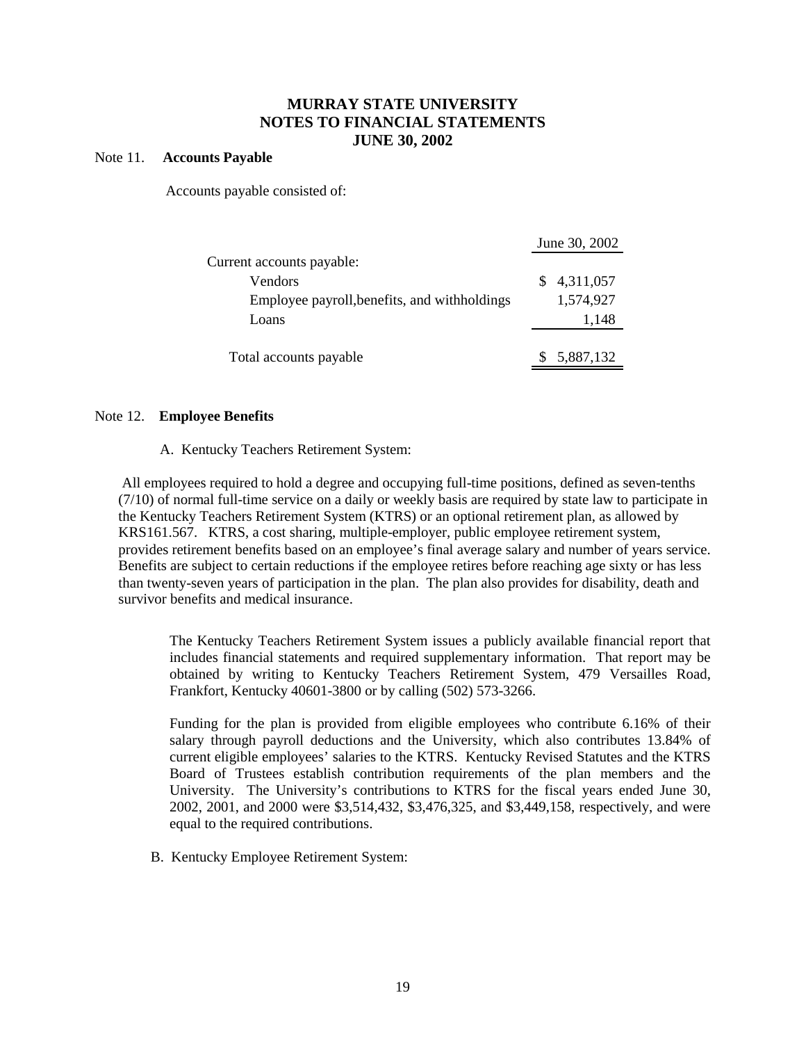# MURRAY STATE UNIVERSITY
## NOTES TO FINANCIAL STATEMENTS
## JUNE 30, 2002

Note 11. **Accounts Payable**

Accounts payable consisted of:

| | June 30, 2002 |
|---|---|
| Current accounts payable: | |
| Vendors | $ 4,311,057 |
| Employee payroll,benefits, and withholdings | 1,574,927 |
| Loans | 1,148 |
| Total accounts payable | $ 5,887,132 |

Note 12. **Employee Benefits**

A. Kentucky Teachers Retirement System:

All employees required to hold a degree and occupying full-time positions, defined as seven-tenths (7/10) of normal full-time service on a daily or weekly basis are required by state law to participate in the Kentucky Teachers Retirement System (KTRS) or an optional retirement plan, as allowed by KRS161.567. KTRS, a cost sharing, multiple-employer, public employee retirement system, provides retirement benefits based on an employee's final average salary and number of years service. Benefits are subject to certain reductions if the employee retires before reaching age sixty or has less than twenty-seven years of participation in the plan. The plan also provides for disability, death and survivor benefits and medical insurance.

The Kentucky Teachers Retirement System issues a publicly available financial report that includes financial statements and required supplementary information. That report may be obtained by writing to Kentucky Teachers Retirement System, 479 Versailles Road, Frankfort, Kentucky 40601-3800 or by calling (502) 573-3266.

Funding for the plan is provided from eligible employees who contribute 6.16% of their salary through payroll deductions and the University, which also contributes 13.84% of current eligible employees' salaries to the KTRS. Kentucky Revised Statutes and the KTRS Board of Trustees establish contribution requirements of the plan members and the University. The University's contributions to KTRS for the fiscal years ended June 30, 2002, 2001, and 2000 were $3,514,432, $3,476,325, and $3,449,158, respectively, and were equal to the required contributions.

B. Kentucky Employee Retirement System: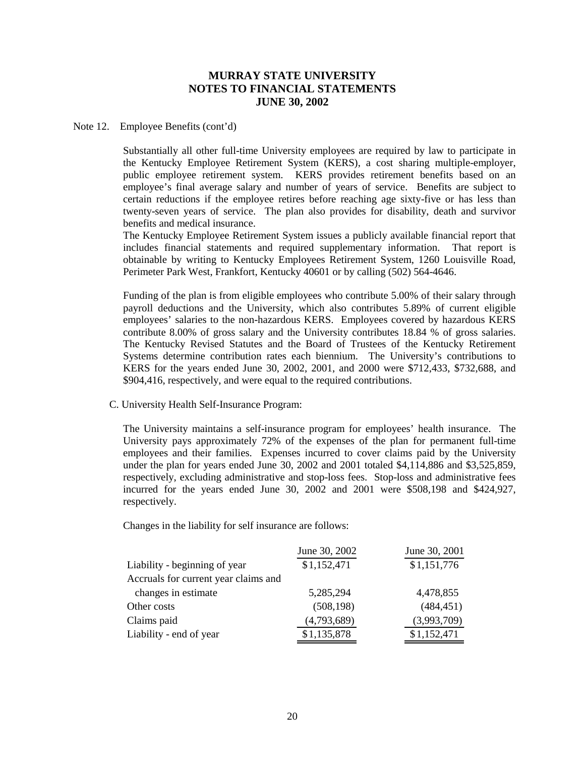# MURRAY STATE UNIVERSITY
# NOTES TO FINANCIAL STATEMENTS
# JUNE 30, 2002

Note 12. Employee Benefits (cont'd)

Substantially all other full-time University employees are required by law to participate in the Kentucky Employee Retirement System (KERS), a cost sharing multiple-employer, public employee retirement system. KERS provides retirement benefits based on an employee's final average salary and number of years of service. Benefits are subject to certain reductions if the employee retires before reaching age sixty-five or has less than twenty-seven years of service. The plan also provides for disability, death and survivor benefits and medical insurance.

The Kentucky Employee Retirement System issues a publicly available financial report that includes financial statements and required supplementary information. That report is obtainable by writing to Kentucky Employees Retirement System, 1260 Louisville Road, Perimeter Park West, Frankfort, Kentucky 40601 or by calling (502) 564-4646.

Funding of the plan is from eligible employees who contribute 5.00% of their salary through payroll deductions and the University, which also contributes 5.89% of current eligible employees' salaries to the non-hazardous KERS. Employees covered by hazardous KERS contribute 8.00% of gross salary and the University contributes 18.84 % of gross salaries. The Kentucky Revised Statutes and the Board of Trustees of the Kentucky Retirement Systems determine contribution rates each biennium. The University's contributions to KERS for the years ended June 30, 2002, 2001, and 2000 were $712,433, $732,688, and $904,416, respectively, and were equal to the required contributions.

C. University Health Self-Insurance Program:

The University maintains a self-insurance program for employees' health insurance. The University pays approximately 72% of the expenses of the plan for permanent full-time employees and their families. Expenses incurred to cover claims paid by the University under the plan for years ended June 30, 2002 and 2001 totaled $4,114,886 and $3,525,859, respectively, excluding administrative and stop-loss fees. Stop-loss and administrative fees incurred for the years ended June 30, 2002 and 2001 were $508,198 and $424,927, respectively.

Changes in the liability for self insurance are follows:

| | June 30, 2002 | June 30, 2001 |
|---|---|---|
| Liability - beginning of year | $1,152,471 | $1,151,776 |
| Accruals for current year claims and changes in estimate | 5,285,294 | 4,478,855 |
| Other costs | (508,198) | (484,451) |
| Claims paid | (4,793,689) | (3,993,709) |
| Liability - end of year | $1,135,878 | $1,152,471 |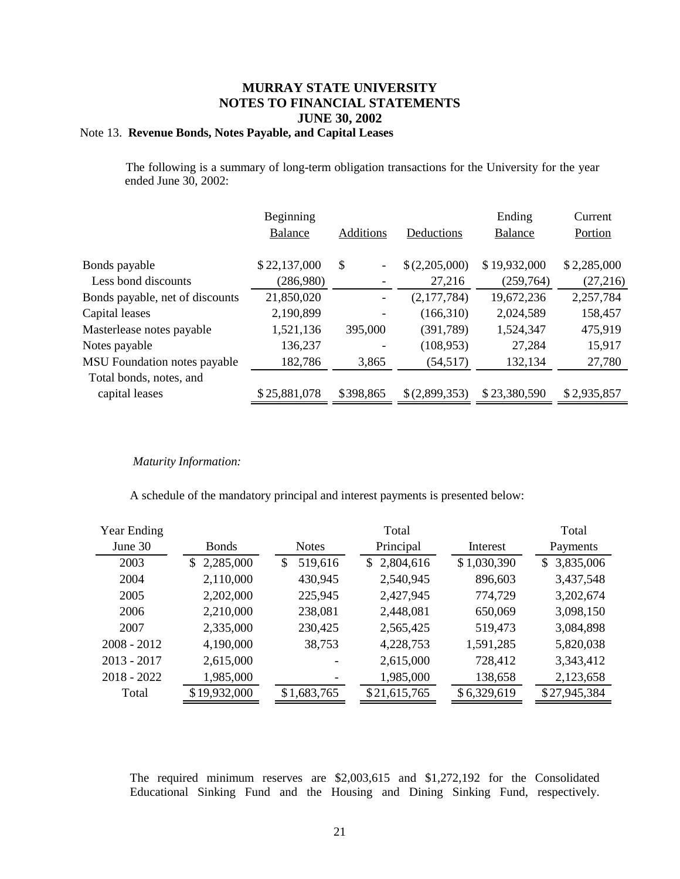# MURRAY STATE UNIVERSITY
# NOTES TO FINANCIAL STATEMENTS
# JUNE 30, 2002

Note 13. **Revenue Bonds, Notes Payable, and Capital Leases**

The following is a summary of long-term obligation transactions for the University for the year ended June 30, 2002:

| | Beginning Balance | Additions | Deductions | Ending Balance | Current Portion |
|---|---|---|---|---|---|
| Bonds payable | $ 22,137,000 | $ - | $ (2,205,000) | $ 19,932,000 | $ 2,285,000 |
| Less bond discounts | (286,980) | - | 27,216 | (259,764) | (27,216) |
| Bonds payable, net of discounts | 21,850,020 | - | (2,177,784) | 19,672,236 | 2,257,784 |
| Capital leases | 2,190,899 | - | (166,310) | 2,024,589 | 158,457 |
| Masterlease notes payable | 1,521,136 | 395,000 | (391,789) | 1,524,347 | 475,919 |
| Notes payable | 136,237 | - | (108,953) | 27,284 | 15,917 |
| MSU Foundation notes payable | 182,786 | 3,865 | (54,517) | 132,134 | 27,780 |
| Total bonds, notes, and capital leases | $ 25,881,078 | $398,865 | $ (2,899,353) | $ 23,380,590 | $ 2,935,857 |

*Maturity Information:*

A schedule of the mandatory principal and interest payments is presented below:

| Year Ending June 30 | Bonds | Notes | Total Principal | Interest | Total Payments |
|---|---|---|---|---|---|
| 2003 | $ 2,285,000 | $ 519,616 | $ 2,804,616 | $ 1,030,390 | $ 3,835,006 |
| 2004 | 2,110,000 | 430,945 | 2,540,945 | 896,603 | 3,437,548 |
| 2005 | 2,202,000 | 225,945 | 2,427,945 | 774,729 | 3,202,674 |
| 2006 | 2,210,000 | 238,081 | 2,448,081 | 650,069 | 3,098,150 |
| 2007 | 2,335,000 | 230,425 | 2,565,425 | 519,473 | 3,084,898 |
| 2008 - 2012 | 4,190,000 | 38,753 | 4,228,753 | 1,591,285 | 5,820,038 |
| 2013 - 2017 | 2,615,000 | - | 2,615,000 | 728,412 | 3,343,412 |
| 2018 - 2022 | 1,985,000 | - | 1,985,000 | 138,658 | 2,123,658 |
| Total | $ 19,932,000 | $ 1,683,765 | $ 21,615,765 | $ 6,329,619 | $ 27,945,384 |

The required minimum reserves are $2,003,615 and $1,272,192 for the Consolidated Educational Sinking Fund and the Housing and Dining Sinking Fund, respectively.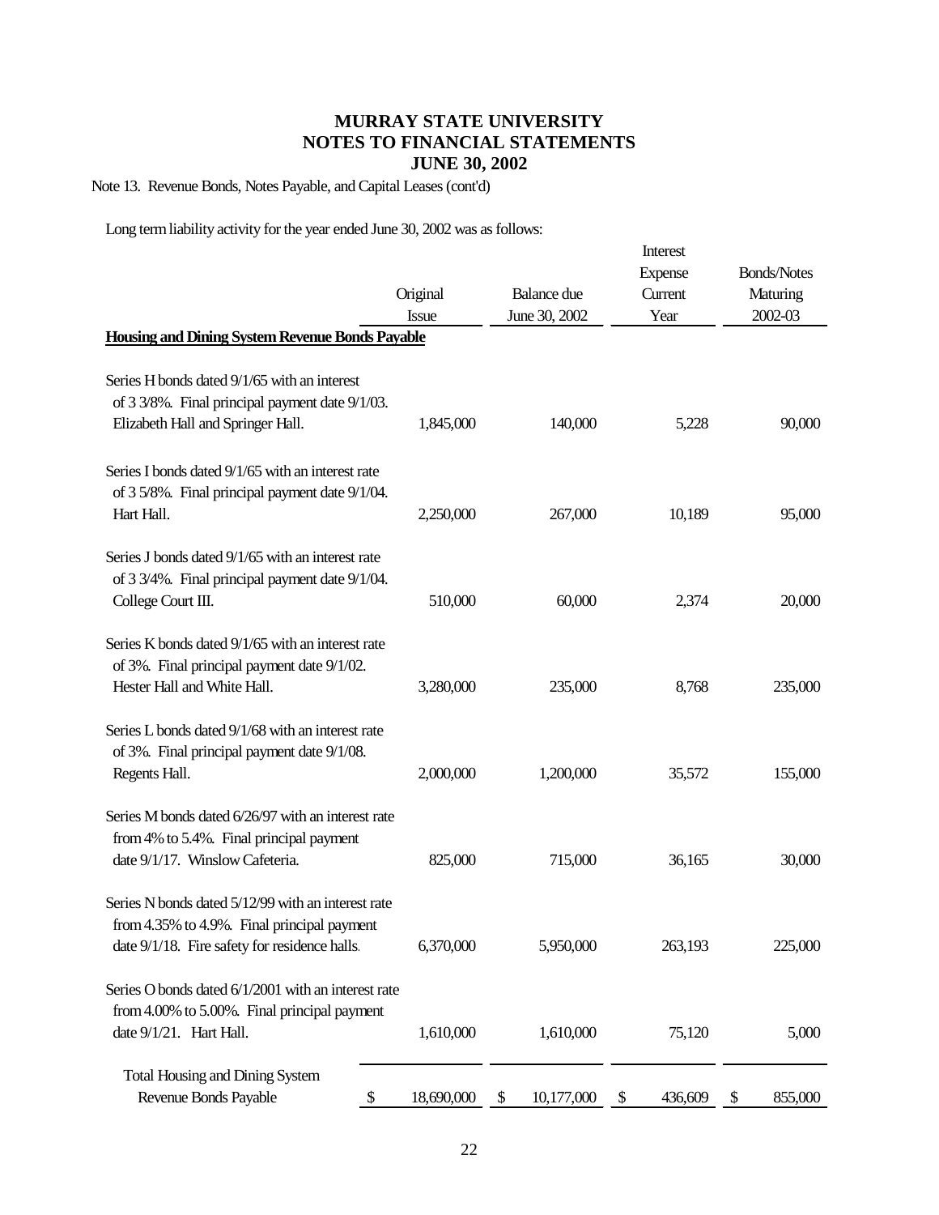# MURRAY STATE UNIVERSITY
## NOTES TO FINANCIAL STATEMENTS
### JUNE 30, 2002

Note 13. Revenue Bonds, Notes Payable, and Capital Leases (cont'd)

Long term liability activity for the year ended June 30, 2002 was as follows:

| | Original Issue | Balance due June 30, 2002 | Interest Expense Current Year | Bonds/Notes Maturing 2002-03 |
|---|---|---|---|---|
| **Housing and Dining System Revenue Bonds Payable** | | | | |
| Series H bonds dated 9/1/65 with an interest of 3 3/8%. Final principal payment date 9/1/03. Elizabeth Hall and Springer Hall. | 1,845,000 | 140,000 | 5,228 | 90,000 |
| Series I bonds dated 9/1/65 with an interest rate of 3 5/8%. Final principal payment date 9/1/04. Hart Hall. | 2,250,000 | 267,000 | 10,189 | 95,000 |
| Series J bonds dated 9/1/65 with an interest rate of 3 3/4%. Final principal payment date 9/1/04. College Court III. | 510,000 | 60,000 | 2,374 | 20,000 |
| Series K bonds dated 9/1/65 with an interest rate of 3%. Final principal payment date 9/1/02. Hester Hall and White Hall. | 3,280,000 | 235,000 | 8,768 | 235,000 |
| Series L bonds dated 9/1/68 with an interest rate of 3%. Final principal payment date 9/1/08. Regents Hall. | 2,000,000 | 1,200,000 | 35,572 | 155,000 |
| Series M bonds dated 6/26/97 with an interest rate from 4% to 5.4%. Final principal payment date 9/1/17. Winslow Cafeteria. | 825,000 | 715,000 | 36,165 | 30,000 |
| Series N bonds dated 5/12/99 with an interest rate from 4.35% to 4.9%. Final principal payment date 9/1/18. Fire safety for residence halls. | 6,370,000 | 5,950,000 | 263,193 | 225,000 |
| Series O bonds dated 6/1/2001 with an interest rate from 4.00% to 5.00%. Final principal payment date 9/1/21. Hart Hall. | 1,610,000 | 1,610,000 | 75,120 | 5,000 |
| Total Housing and Dining System Revenue Bonds Payable | $ 18,690,000 | $ 10,177,000 | $ 436,609 | $ 855,000 |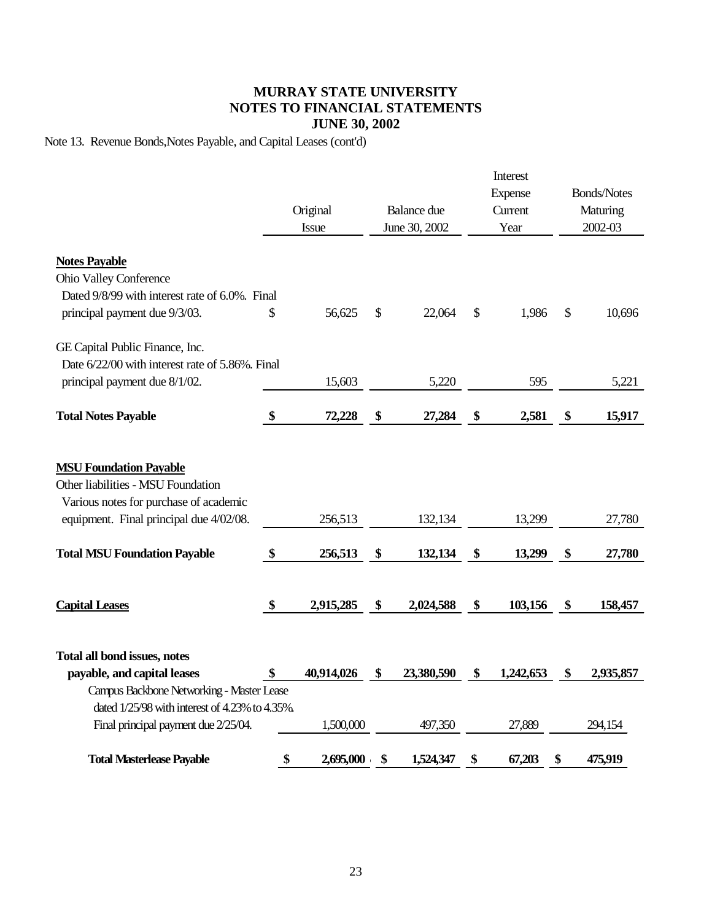**MURRAY STATE UNIVERSITY**
**NOTES TO FINANCIAL STATEMENTS**
**JUNE 30, 2002**

Note 13. Revenue Bonds,Notes Payable, and Capital Leases (cont'd)

| | Original Issue | Balance due June 30, 2002 | Interest Expense Current Year | Bonds/Notes Maturing 2002-03 |
|---|---|---|---|---|
| **Notes Payable** | | | | |
| Ohio Valley Conference | | | | |
| Dated 9/8/99 with interest rate of 6.0%. Final principal payment due 9/3/03. | $ 56,625 | $ 22,064 | $ 1,986 | $ 10,696 |
| GE Capital Public Finance, Inc. | | | | |
| Date 6/22/00 with interest rate of 5.86%. Final principal payment due 8/1/02. | 15,603 | 5,220 | 595 | 5,221 |
| **Total Notes Payable** | **$ 72,228** | **$ 27,284** | **$ 2,581** | **$ 15,917** |
| **MSU Foundation Payable** | | | | |
| Other liabilities - MSU Foundation | | | | |
| Various notes for purchase of academic equipment. Final principal due 4/02/08. | 256,513 | 132,134 | 13,299 | 27,780 |
| **Total MSU Foundation Payable** | **$ 256,513** | **$ 132,134** | **$ 13,299** | **$ 27,780** |
| **Capital Leases** | **$ 2,915,285** | **$ 2,024,588** | **$ 103,156** | **$ 158,457** |
| **Total all bond issues, notes payable, and capital leases** | **$ 40,914,026** | **$ 23,380,590** | **$ 1,242,653** | **$ 2,935,857** |
| Campus Backbone Networking - Master Lease dated 1/25/98 with interest of 4.23% to 4.35%. Final principal payment due 2/25/04. | 1,500,000 | 497,350 | 27,889 | 294,154 |
| **Total Masterlease Payable** | **$ 2,695,000** | **$ 1,524,347** | **$ 67,203** | **$ 475,919** |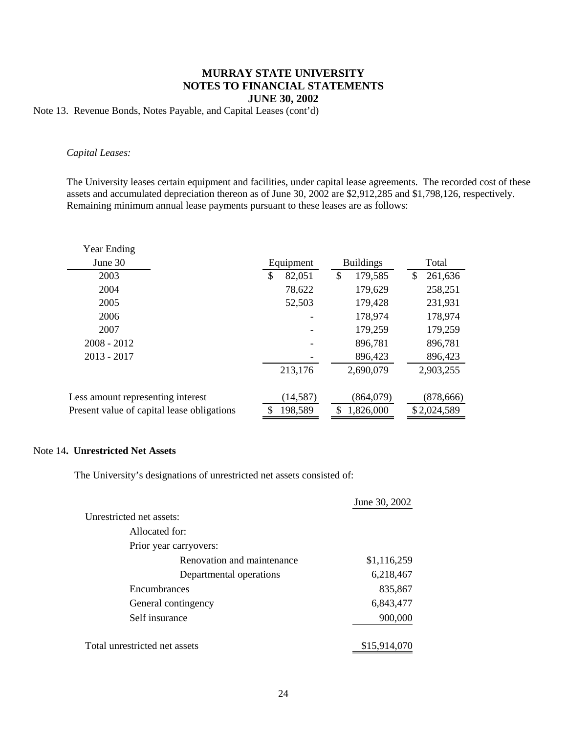# MURRAY STATE UNIVERSITY
# NOTES TO FINANCIAL STATEMENTS
# JUNE 30, 2002

Note 13. Revenue Bonds, Notes Payable, and Capital Leases (cont'd)

*Capital Leases:*

The University leases certain equipment and facilities, under capital lease agreements. The recorded cost of these assets and accumulated depreciation thereon as of June 30, 2002 are $2,912,285 and $1,798,126, respectively. Remaining minimum annual lease payments pursuant to these leases are as follows:

| Year Ending June 30 | Equipment | Buildings | Total |
|---|---|---|---|
| 2003 | $ 82,051 | $ 179,585 | $ 261,636 |
| 2004 | 78,622 | 179,629 | 258,251 |
| 2005 | 52,503 | 179,428 | 231,931 |
| 2006 | - | 178,974 | 178,974 |
| 2007 | - | 179,259 | 179,259 |
| 2008 - 2012 | - | 896,781 | 896,781 |
| 2013 - 2017 | - | 896,423 | 896,423 |
| | 213,176 | 2,690,079 | 2,903,255 |
| Less amount representing interest | (14,587) | (864,079) | (878,666) |
| Present value of capital lease obligations | $ 198,589 | $ 1,826,000 | $ 2,024,589 |

Note 14. **Unrestricted Net Assets**

The University's designations of unrestricted net assets consisted of:

| | June 30, 2002 |
|---|---|
| Unrestricted net assets: | |
| Allocated for: | |
| Prior year carryovers: | |
| Renovation and maintenance | $1,116,259 |
| Departmental operations | 6,218,467 |
| Encumbrances | 835,867 |
| General contingency | 6,843,477 |
| Self insurance | 900,000 |
| Total unrestricted net assets | $15,914,070 |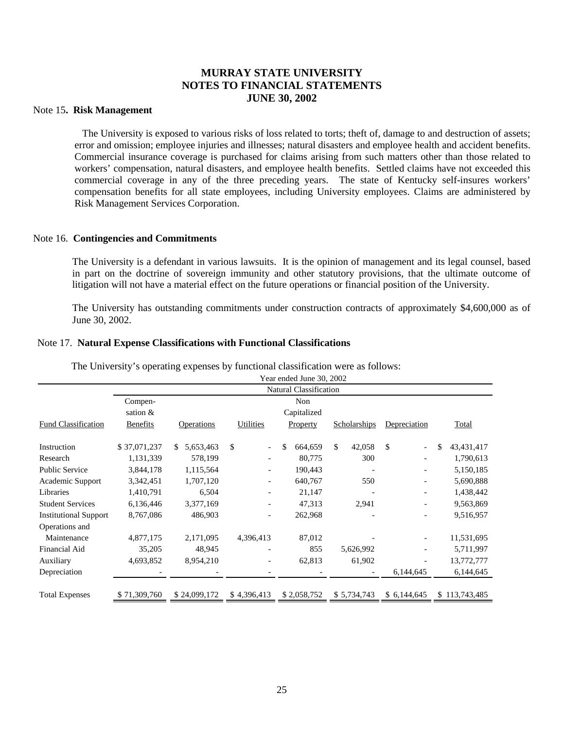# MURRAY STATE UNIVERSITY
## NOTES TO FINANCIAL STATEMENTS
## JUNE 30, 2002

Note 15**. Risk Management**

The University is exposed to various risks of loss related to torts; theft of, damage to and destruction of assets; error and omission; employee injuries and illnesses; natural disasters and employee health and accident benefits. Commercial insurance coverage is purchased for claims arising from such matters other than those related to workers' compensation, natural disasters, and employee health benefits. Settled claims have not exceeded this commercial coverage in any of the three preceding years. The state of Kentucky self-insures workers' compensation benefits for all state employees, including University employees. Claims are administered by Risk Management Services Corporation.

Note 16. **Contingencies and Commitments**

The University is a defendant in various lawsuits. It is the opinion of management and its legal counsel, based in part on the doctrine of sovereign immunity and other statutory provisions, that the ultimate outcome of litigation will not have a material effect on the future operations or financial position of the University.

The University has outstanding commitments under construction contracts of approximately $4,600,000 as of June 30, 2002.

Note 17. **Natural Expense Classifications with Functional Classifications**

The University's operating expenses by functional classification were as follows:

| | Year ended June 30, 2002 | | | | | | |
|---|---|---|---|---|---|---|---|
| | Natural Classification | | | | | | |
| Fund Classification | Compen-sation & Benefits | Operations | Utilities | Non Capitalized Property | Scholarships | Depreciation | Total |
| Instruction | $ 37,071,237 | $ 5,653,463 | $ - | $ 664,659 | $ 42,058 | $ - | $ 43,431,417 |
| Research | 1,131,339 | 578,199 | - | 80,775 | 300 | - | 1,790,613 |
| Public Service | 3,844,178 | 1,115,564 | - | 190,443 | - | - | 5,150,185 |
| Academic Support | 3,342,451 | 1,707,120 | - | 640,767 | 550 | - | 5,690,888 |
| Libraries | 1,410,791 | 6,504 | - | 21,147 | - | - | 1,438,442 |
| Student Services | 6,136,446 | 3,377,169 | - | 47,313 | 2,941 | - | 9,563,869 |
| Institutional Support | 8,767,086 | 486,903 | - | 262,968 | - | - | 9,516,957 |
| Operations and Maintenance | 4,877,175 | 2,171,095 | 4,396,413 | 87,012 | - | - | 11,531,695 |
| Financial Aid | 35,205 | 48,945 | - | 855 | 5,626,992 | - | 5,711,997 |
| Auxiliary | 4,693,852 | 8,954,210 | - | 62,813 | 61,902 | - | 13,772,777 |
| Depreciation | - | - | - | - | - | 6,144,645 | 6,144,645 |
| Total Expenses | $ 71,309,760 | $ 24,099,172 | $ 4,396,413 | $ 2,058,752 | $ 5,734,743 | $ 6,144,645 | $ 113,743,485 |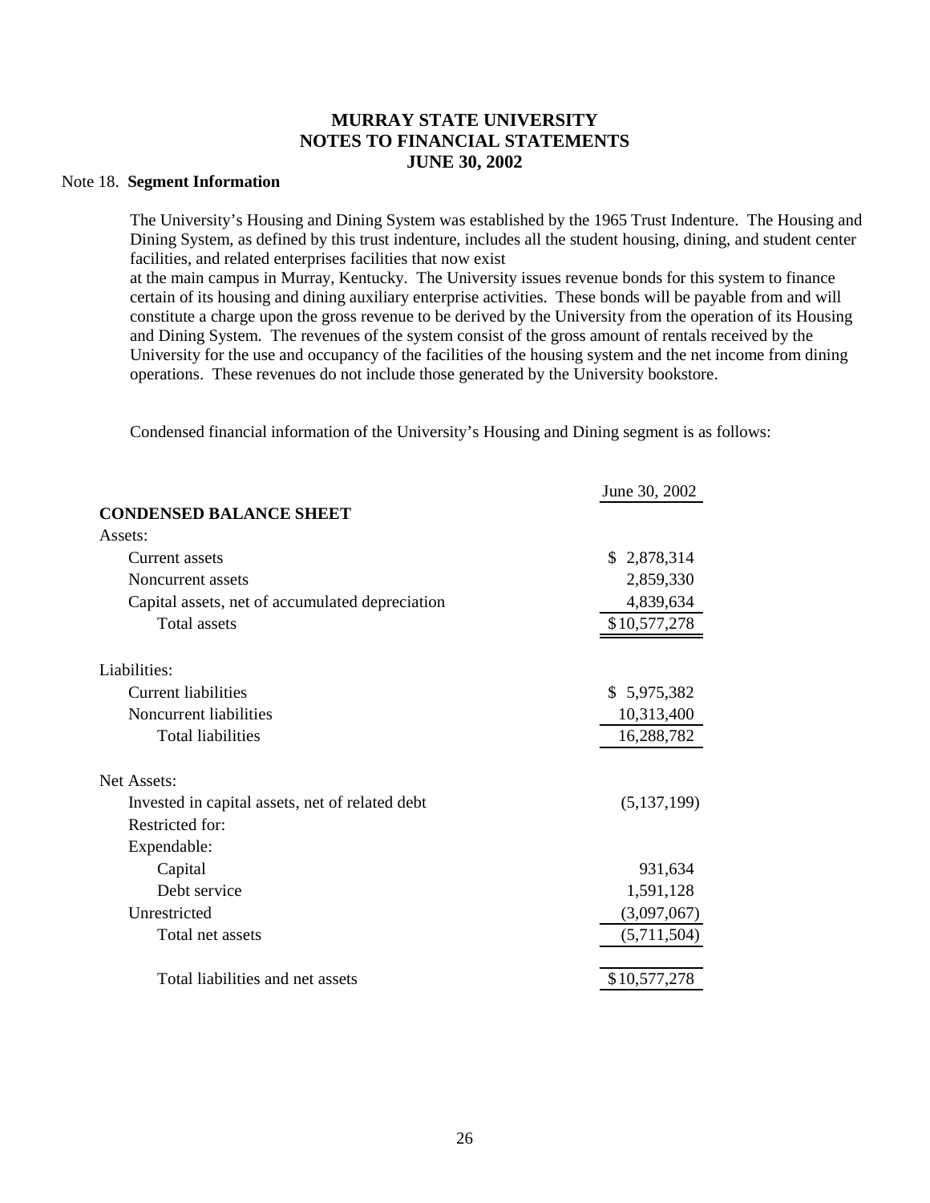# MURRAY STATE UNIVERSITY
## NOTES TO FINANCIAL STATEMENTS
## JUNE 30, 2002

Note 18. **Segment Information**

The University's Housing and Dining System was established by the 1965 Trust Indenture. The Housing and Dining System, as defined by this trust indenture, includes all the student housing, dining, and student center facilities, and related enterprises facilities that now exist at the main campus in Murray, Kentucky. The University issues revenue bonds for this system to finance certain of its housing and dining auxiliary enterprise activities. These bonds will be payable from and will constitute a charge upon the gross revenue to be derived by the University from the operation of its Housing and Dining System. The revenues of the system consist of the gross amount of rentals received by the University for the use and occupancy of the facilities of the housing system and the net income from dining operations. These revenues do not include those generated by the University bookstore.

Condensed financial information of the University's Housing and Dining segment is as follows:

| | June 30, 2002 |
|---|---|
| **CONDENSED BALANCE SHEET** | |
| Assets: | |
| Current assets | $ 2,878,314 |
| Noncurrent assets | 2,859,330 |
| Capital assets, net of accumulated depreciation | 4,839,634 |
| Total assets | $10,577,278 |
| | |
| Liabilities: | |
| Current liabilities | $ 5,975,382 |
| Noncurrent liabilities | 10,313,400 |
| Total liabilities | 16,288,782 |
| | |
| Net Assets: | |
| Invested in capital assets, net of related debt | (5,137,199) |
| Restricted for: | |
| Expendable: | |
| Capital | 931,634 |
| Debt service | 1,591,128 |
| Unrestricted | (3,097,067) |
| Total net assets | (5,711,504) |
| | |
| Total liabilities and net assets | $10,577,278 |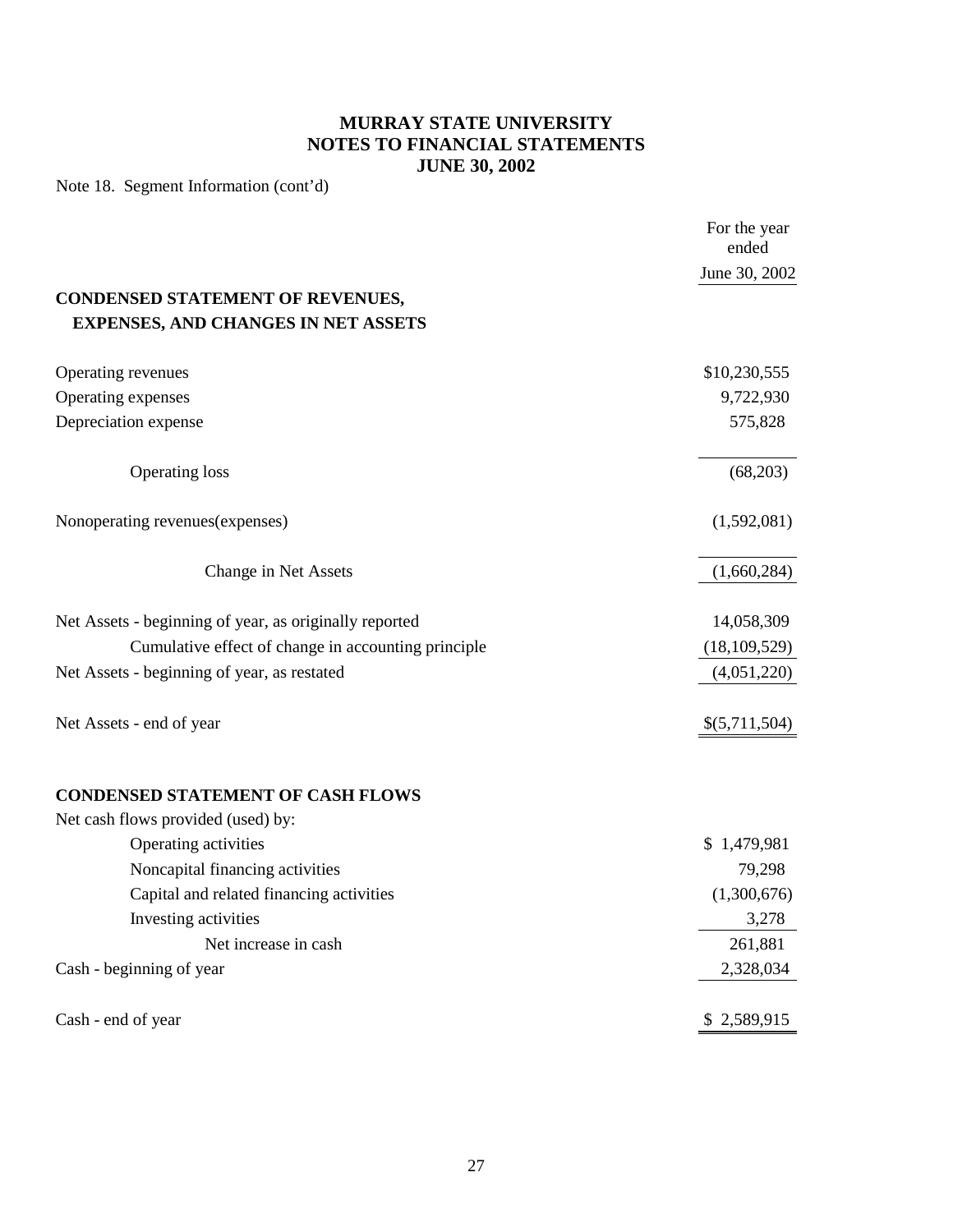# MURRAY STATE UNIVERSITY
# NOTES TO FINANCIAL STATEMENTS
# JUNE 30, 2002

Note 18. Segment Information (cont'd)

| | For the year ended June 30, 2002 |
|---|---|
| **CONDENSED STATEMENT OF REVENUES, EXPENSES, AND CHANGES IN NET ASSETS** | |
| Operating revenues | $10,230,555 |
| Operating expenses | 9,722,930 |
| Depreciation expense | 575,828 |
| Operating loss | (68,203) |
| Nonoperating revenues(expenses) | (1,592,081) |
| Change in Net Assets | (1,660,284) |
| Net Assets - beginning of year, as originally reported | 14,058,309 |
| Cumulative effect of change in accounting principle | (18,109,529) |
| Net Assets - beginning of year, as restated | (4,051,220) |
| Net Assets - end of year | $(5,711,504) |

**CONDENSED STATEMENT OF CASH FLOWS**

| | |
|---|---|
| Net cash flows provided (used) by: | |
| Operating activities | $ 1,479,981 |
| Noncapital financing activities | 79,298 |
| Capital and related financing activities | (1,300,676) |
| Investing activities | 3,278 |
| Net increase in cash | 261,881 |
| Cash - beginning of year | 2,328,034 |
| Cash - end of year | $ 2,589,915 |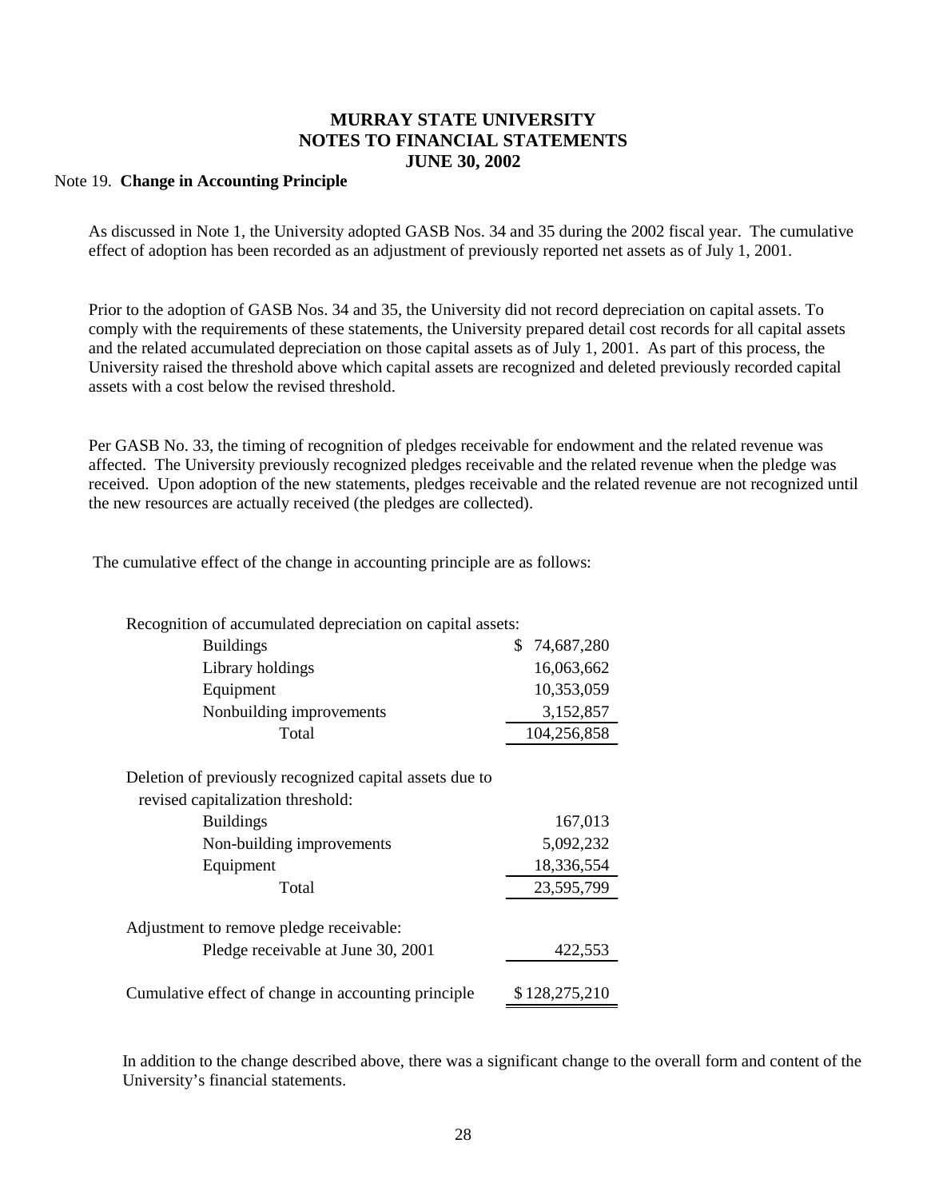# MURRAY STATE UNIVERSITY
# NOTES TO FINANCIAL STATEMENTS
# JUNE 30, 2002

Note 19. **Change in Accounting Principle**

As discussed in Note 1, the University adopted GASB Nos. 34 and 35 during the 2002 fiscal year. The cumulative effect of adoption has been recorded as an adjustment of previously reported net assets as of July 1, 2001.

Prior to the adoption of GASB Nos. 34 and 35, the University did not record depreciation on capital assets. To comply with the requirements of these statements, the University prepared detail cost records for all capital assets and the related accumulated depreciation on those capital assets as of July 1, 2001. As part of this process, the University raised the threshold above which capital assets are recognized and deleted previously recorded capital assets with a cost below the revised threshold.

Per GASB No. 33, the timing of recognition of pledges receivable for endowment and the related revenue was affected. The University previously recognized pledges receivable and the related revenue when the pledge was received. Upon adoption of the new statements, pledges receivable and the related revenue are not recognized until the new resources are actually received (the pledges are collected).

The cumulative effect of the change in accounting principle are as follows:

| | |
|---|---|
| Recognition of accumulated depreciation on capital assets: | |
| Buildings | $ 74,687,280 |
| Library holdings | 16,063,662 |
| Equipment | 10,353,059 |
| Nonbuilding improvements | 3,152,857 |
| Total | 104,256,858 |
| Deletion of previously recognized capital assets due to revised capitalization threshold: | |
| Buildings | 167,013 |
| Non-building improvements | 5,092,232 |
| Equipment | 18,336,554 |
| Total | 23,595,799 |
| Adjustment to remove pledge receivable: | |
| Pledge receivable at June 30, 2001 | 422,553 |
| Cumulative effect of change in accounting principle | $ 128,275,210 |

In addition to the change described above, there was a significant change to the overall form and content of the University's financial statements.